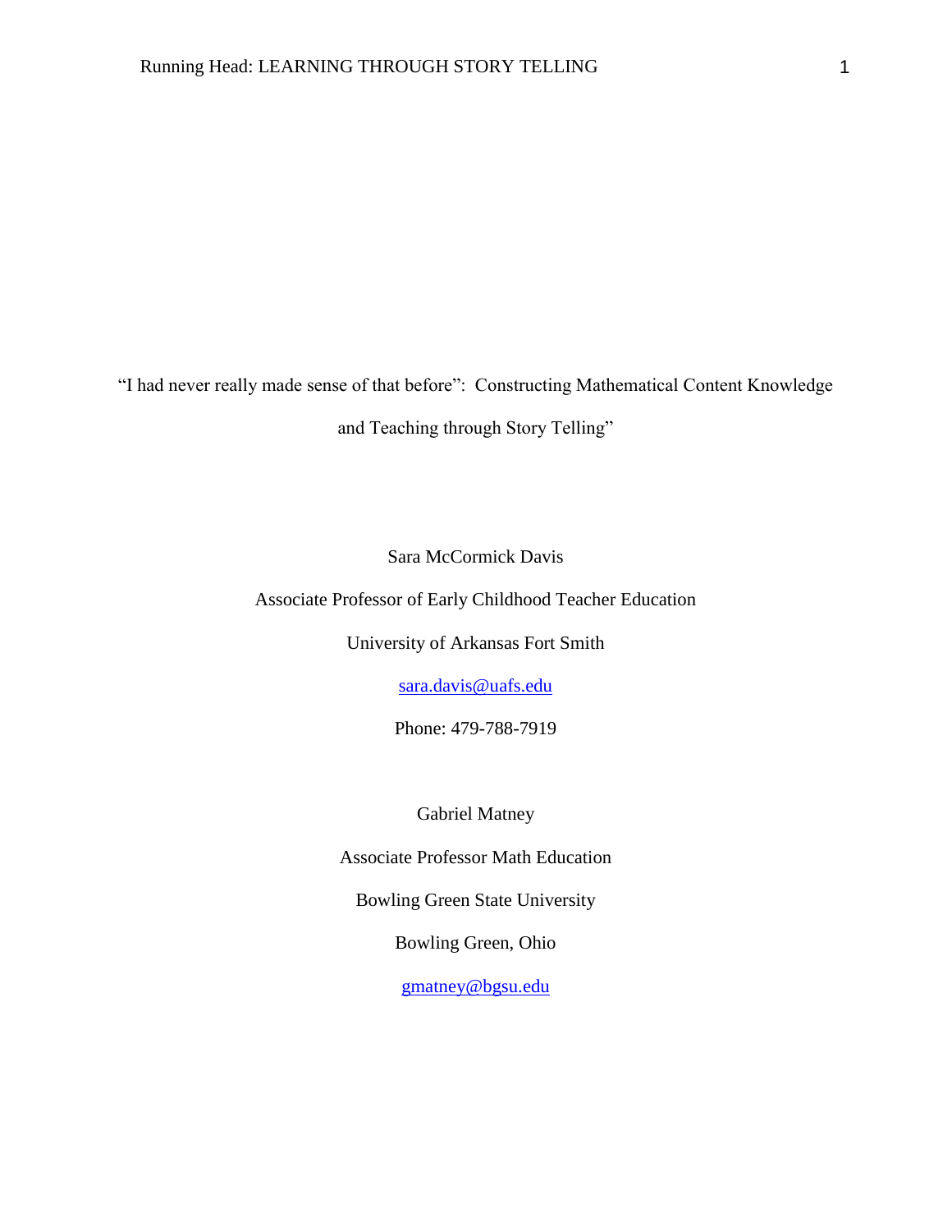# "I had never really made sense of that before": Constructing Mathematical Content Knowledge and Teaching through Story Telling"

Sara McCormick Davis

Associate Professor of Early Childhood Teacher Education

University of Arkansas Fort Smith

sara.davis@uafs.edu

Phone: 479-788-7919

Gabriel Matney

Associate Professor Math Education

Bowling Green State University

Bowling Green, Ohio

gmatney@bgsu.edu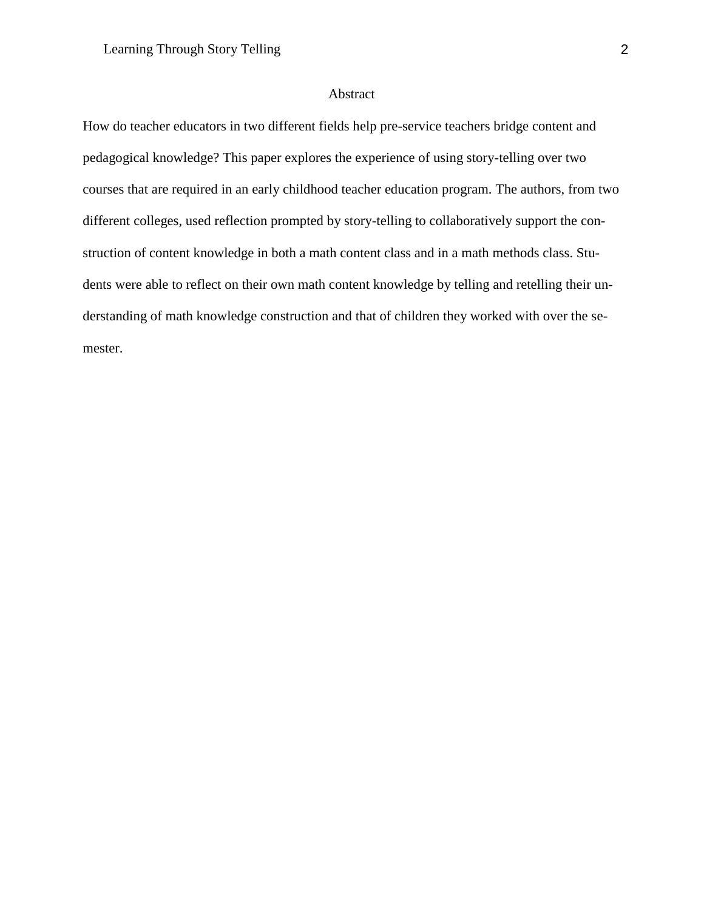## Abstract

How do teacher educators in two different fields help pre-service teachers bridge content and pedagogical knowledge? This paper explores the experience of using story-telling over two courses that are required in an early childhood teacher education program. The authors, from two different colleges, used reflection prompted by story-telling to collaboratively support the construction of content knowledge in both a math content class and in a math methods class. Students were able to reflect on their own math content knowledge by telling and retelling their understanding of math knowledge construction and that of children they worked with over the semester.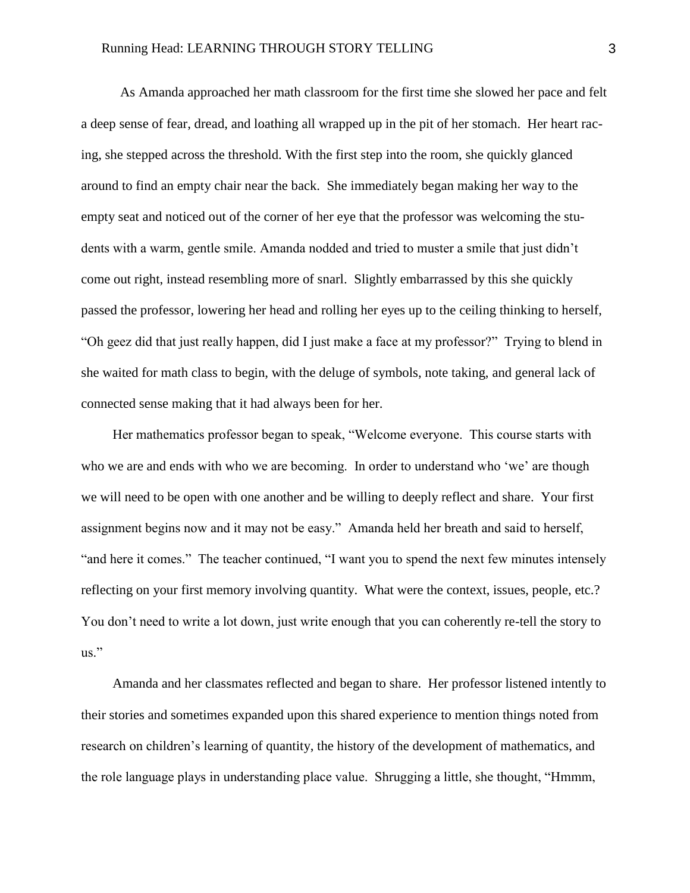As Amanda approached her math classroom for the first time she slowed her pace and felt a deep sense of fear, dread, and loathing all wrapped up in the pit of her stomach. Her heart racing, she stepped across the threshold. With the first step into the room, she quickly glanced around to find an empty chair near the back. She immediately began making her way to the empty seat and noticed out of the corner of her eye that the professor was welcoming the students with a warm, gentle smile. Amanda nodded and tried to muster a smile that just didn't come out right, instead resembling more of snarl. Slightly embarrassed by this she quickly passed the professor, lowering her head and rolling her eyes up to the ceiling thinking to herself, "Oh geez did that just really happen, did I just make a face at my professor?" Trying to blend in she waited for math class to begin, with the deluge of symbols, note taking, and general lack of connected sense making that it had always been for her.

Her mathematics professor began to speak, "Welcome everyone. This course starts with who we are and ends with who we are becoming. In order to understand who 'we' are though we will need to be open with one another and be willing to deeply reflect and share. Your first assignment begins now and it may not be easy." Amanda held her breath and said to herself, "and here it comes." The teacher continued, "I want you to spend the next few minutes intensely reflecting on your first memory involving quantity. What were the context, issues, people, etc.? You don't need to write a lot down, just write enough that you can coherently re-tell the story to us."

Amanda and her classmates reflected and began to share. Her professor listened intently to their stories and sometimes expanded upon this shared experience to mention things noted from research on children's learning of quantity, the history of the development of mathematics, and the role language plays in understanding place value. Shrugging a little, she thought, "Hmmm,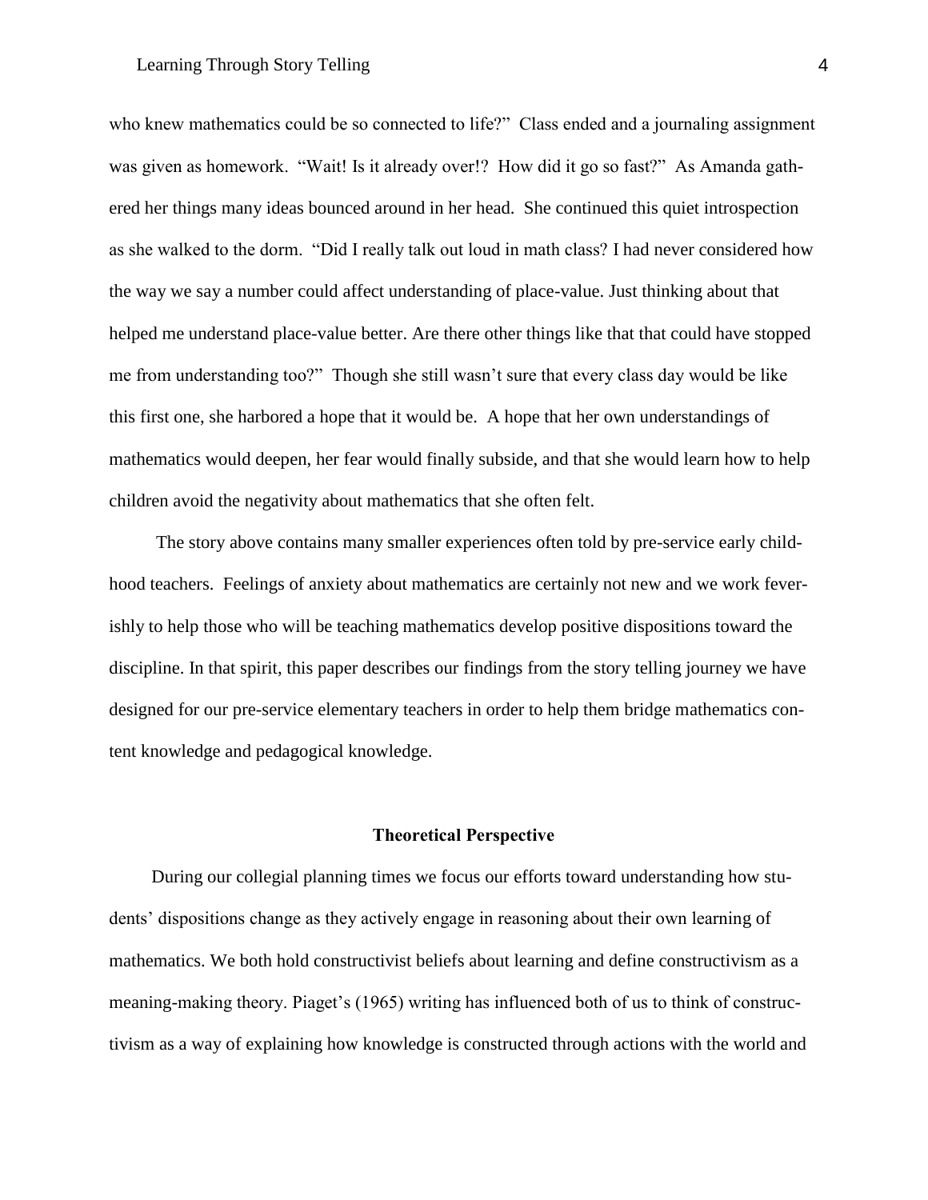who knew mathematics could be so connected to life?" Class ended and a journaling assignment was given as homework. "Wait! Is it already over!? How did it go so fast?" As Amanda gathered her things many ideas bounced around in her head. She continued this quiet introspection as she walked to the dorm. "Did I really talk out loud in math class? I had never considered how the way we say a number could affect understanding of place-value. Just thinking about that helped me understand place-value better. Are there other things like that that could have stopped me from understanding too?" Though she still wasn't sure that every class day would be like this first one, she harbored a hope that it would be. A hope that her own understandings of mathematics would deepen, her fear would finally subside, and that she would learn how to help children avoid the negativity about mathematics that she often felt.

The story above contains many smaller experiences often told by pre-service early childhood teachers. Feelings of anxiety about mathematics are certainly not new and we work feverishly to help those who will be teaching mathematics develop positive dispositions toward the discipline. In that spirit, this paper describes our findings from the story telling journey we have designed for our pre-service elementary teachers in order to help them bridge mathematics content knowledge and pedagogical knowledge.

## Theoretical Perspective

During our collegial planning times we focus our efforts toward understanding how students' dispositions change as they actively engage in reasoning about their own learning of mathematics. We both hold constructivist beliefs about learning and define constructivism as a meaning-making theory. Piaget's (1965) writing has influenced both of us to think of constructivism as a way of explaining how knowledge is constructed through actions with the world and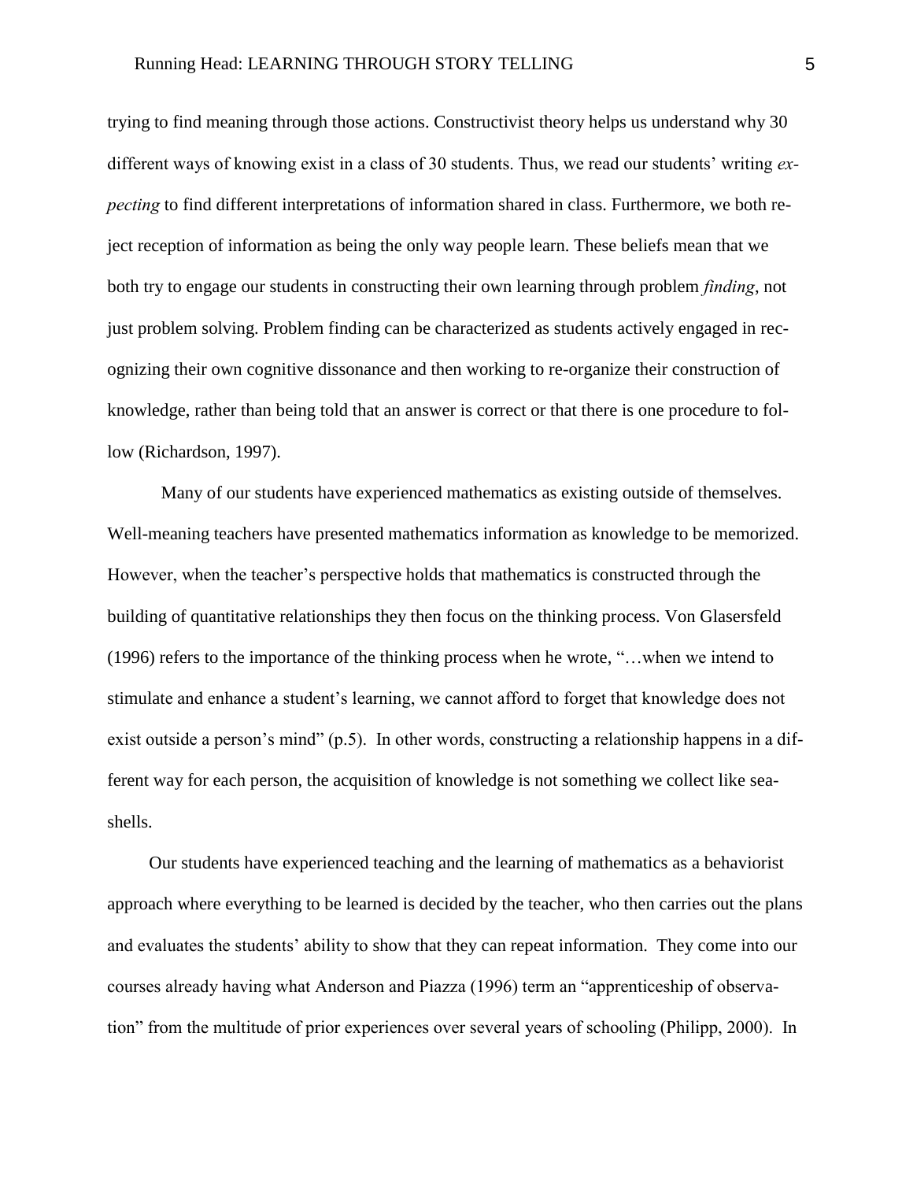trying to find meaning through those actions. Constructivist theory helps us understand why 30 different ways of knowing exist in a class of 30 students. Thus, we read our students' writing *expecting* to find different interpretations of information shared in class. Furthermore, we both reject reception of information as being the only way people learn. These beliefs mean that we both try to engage our students in constructing their own learning through problem *finding*, not just problem solving. Problem finding can be characterized as students actively engaged in recognizing their own cognitive dissonance and then working to re-organize their construction of knowledge, rather than being told that an answer is correct or that there is one procedure to follow (Richardson, 1997).

Many of our students have experienced mathematics as existing outside of themselves. Well-meaning teachers have presented mathematics information as knowledge to be memorized. However, when the teacher's perspective holds that mathematics is constructed through the building of quantitative relationships they then focus on the thinking process. Von Glasersfeld (1996) refers to the importance of the thinking process when he wrote, "…when we intend to stimulate and enhance a student's learning, we cannot afford to forget that knowledge does not exist outside a person's mind" (p.5). In other words, constructing a relationship happens in a different way for each person, the acquisition of knowledge is not something we collect like seashells.

Our students have experienced teaching and the learning of mathematics as a behaviorist approach where everything to be learned is decided by the teacher, who then carries out the plans and evaluates the students' ability to show that they can repeat information. They come into our courses already having what Anderson and Piazza (1996) term an "apprenticeship of observation" from the multitude of prior experiences over several years of schooling (Philipp, 2000). In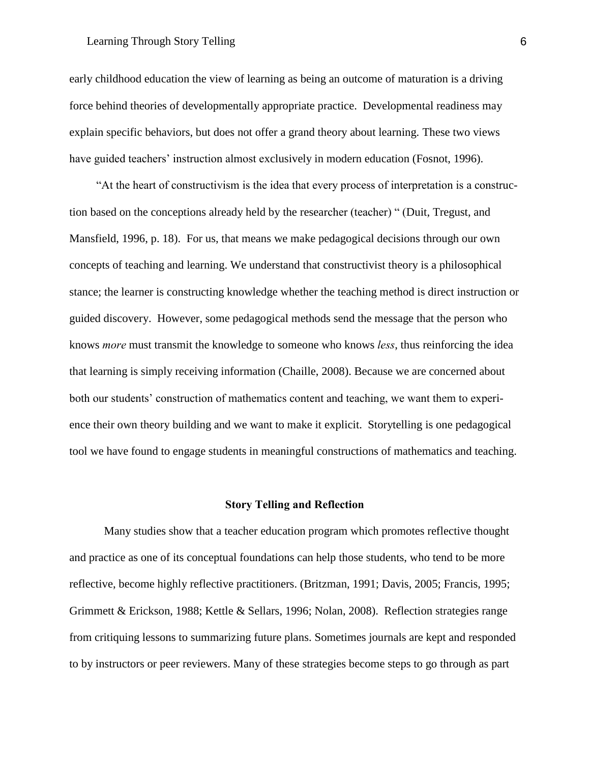early childhood education the view of learning as being an outcome of maturation is a driving force behind theories of developmentally appropriate practice. Developmental readiness may explain specific behaviors, but does not offer a grand theory about learning. These two views have guided teachers' instruction almost exclusively in modern education (Fosnot, 1996).

"At the heart of constructivism is the idea that every process of interpretation is a construction based on the conceptions already held by the researcher (teacher) " (Duit, Tregust, and Mansfield, 1996, p. 18). For us, that means we make pedagogical decisions through our own concepts of teaching and learning. We understand that constructivist theory is a philosophical stance; the learner is constructing knowledge whether the teaching method is direct instruction or guided discovery. However, some pedagogical methods send the message that the person who knows *more* must transmit the knowledge to someone who knows *less*, thus reinforcing the idea that learning is simply receiving information (Chaille, 2008). Because we are concerned about both our students' construction of mathematics content and teaching, we want them to experience their own theory building and we want to make it explicit. Storytelling is one pedagogical tool we have found to engage students in meaningful constructions of mathematics and teaching.

## Story Telling and Reflection

Many studies show that a teacher education program which promotes reflective thought and practice as one of its conceptual foundations can help those students, who tend to be more reflective, become highly reflective practitioners. (Britzman, 1991; Davis, 2005; Francis, 1995; Grimmett & Erickson, 1988; Kettle & Sellars, 1996; Nolan, 2008). Reflection strategies range from critiquing lessons to summarizing future plans. Sometimes journals are kept and responded to by instructors or peer reviewers. Many of these strategies become steps to go through as part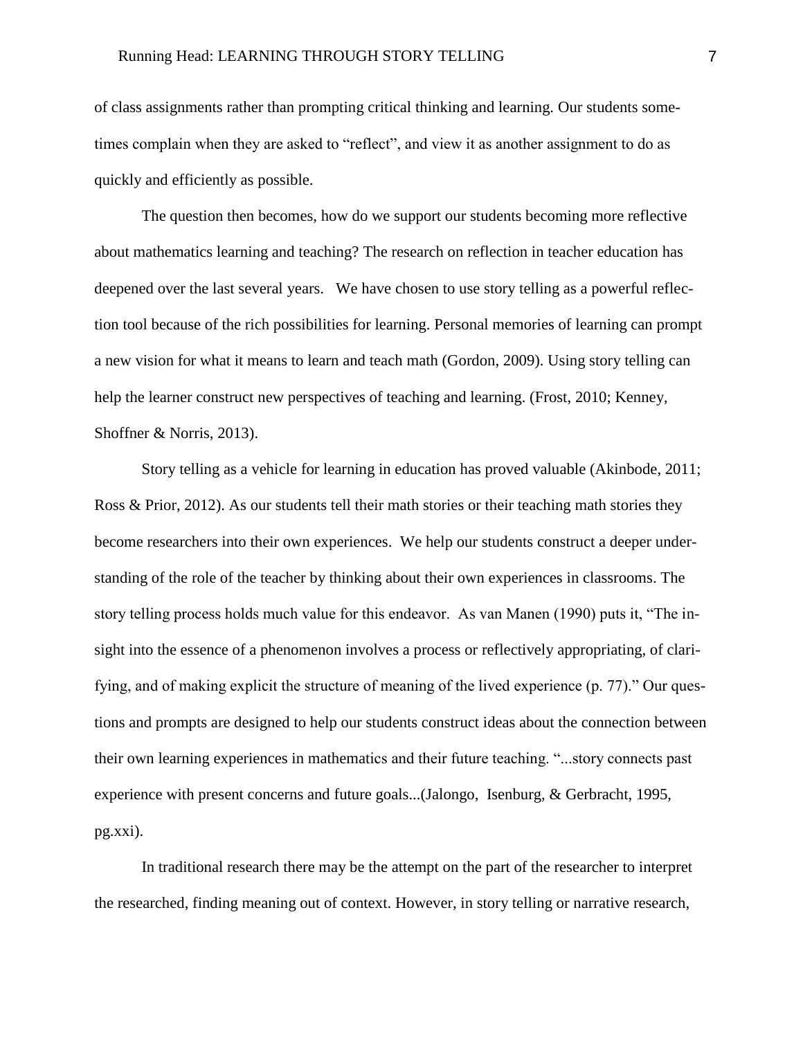of class assignments rather than prompting critical thinking and learning. Our students sometimes complain when they are asked to "reflect", and view it as another assignment to do as quickly and efficiently as possible.

The question then becomes, how do we support our students becoming more reflective about mathematics learning and teaching? The research on reflection in teacher education has deepened over the last several years. We have chosen to use story telling as a powerful reflection tool because of the rich possibilities for learning. Personal memories of learning can prompt a new vision for what it means to learn and teach math (Gordon, 2009). Using story telling can help the learner construct new perspectives of teaching and learning. (Frost, 2010; Kenney, Shoffner & Norris, 2013).

Story telling as a vehicle for learning in education has proved valuable (Akinbode, 2011; Ross & Prior, 2012). As our students tell their math stories or their teaching math stories they become researchers into their own experiences. We help our students construct a deeper understanding of the role of the teacher by thinking about their own experiences in classrooms. The story telling process holds much value for this endeavor. As van Manen (1990) puts it, "The insight into the essence of a phenomenon involves a process or reflectively appropriating, of clarifying, and of making explicit the structure of meaning of the lived experience (p. 77)." Our questions and prompts are designed to help our students construct ideas about the connection between their own learning experiences in mathematics and their future teaching. "...story connects past experience with present concerns and future goals...(Jalongo, Isenburg, & Gerbracht, 1995, pg.xxi).

In traditional research there may be the attempt on the part of the researcher to interpret the researched, finding meaning out of context. However, in story telling or narrative research,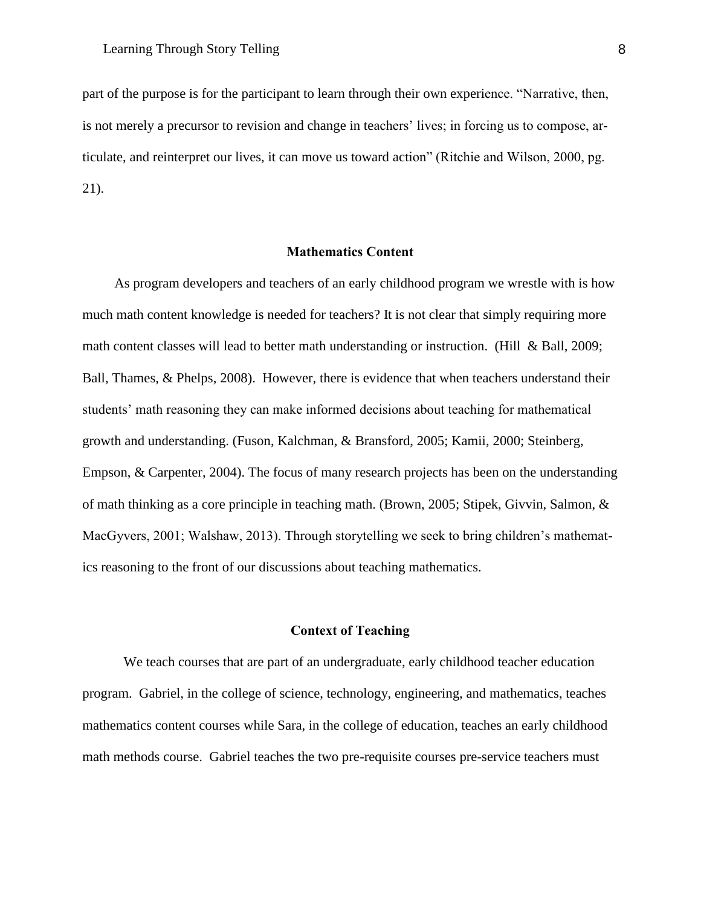part of the purpose is for the participant to learn through their own experience. "Narrative, then, is not merely a precursor to revision and change in teachers' lives; in forcing us to compose, articulate, and reinterpret our lives, it can move us toward action" (Ritchie and Wilson, 2000, pg. 21).

## Mathematics Content

As program developers and teachers of an early childhood program we wrestle with is how much math content knowledge is needed for teachers? It is not clear that simply requiring more math content classes will lead to better math understanding or instruction. (Hill & Ball, 2009; Ball, Thames, & Phelps, 2008). However, there is evidence that when teachers understand their students' math reasoning they can make informed decisions about teaching for mathematical growth and understanding. (Fuson, Kalchman, & Bransford, 2005; Kamii, 2000; Steinberg, Empson, & Carpenter, 2004). The focus of many research projects has been on the understanding of math thinking as a core principle in teaching math. (Brown, 2005; Stipek, Givvin, Salmon, & MacGyvers, 2001; Walshaw, 2013). Through storytelling we seek to bring children's mathematics reasoning to the front of our discussions about teaching mathematics.

## Context of Teaching

We teach courses that are part of an undergraduate, early childhood teacher education program. Gabriel, in the college of science, technology, engineering, and mathematics, teaches mathematics content courses while Sara, in the college of education, teaches an early childhood math methods course. Gabriel teaches the two pre-requisite courses pre-service teachers must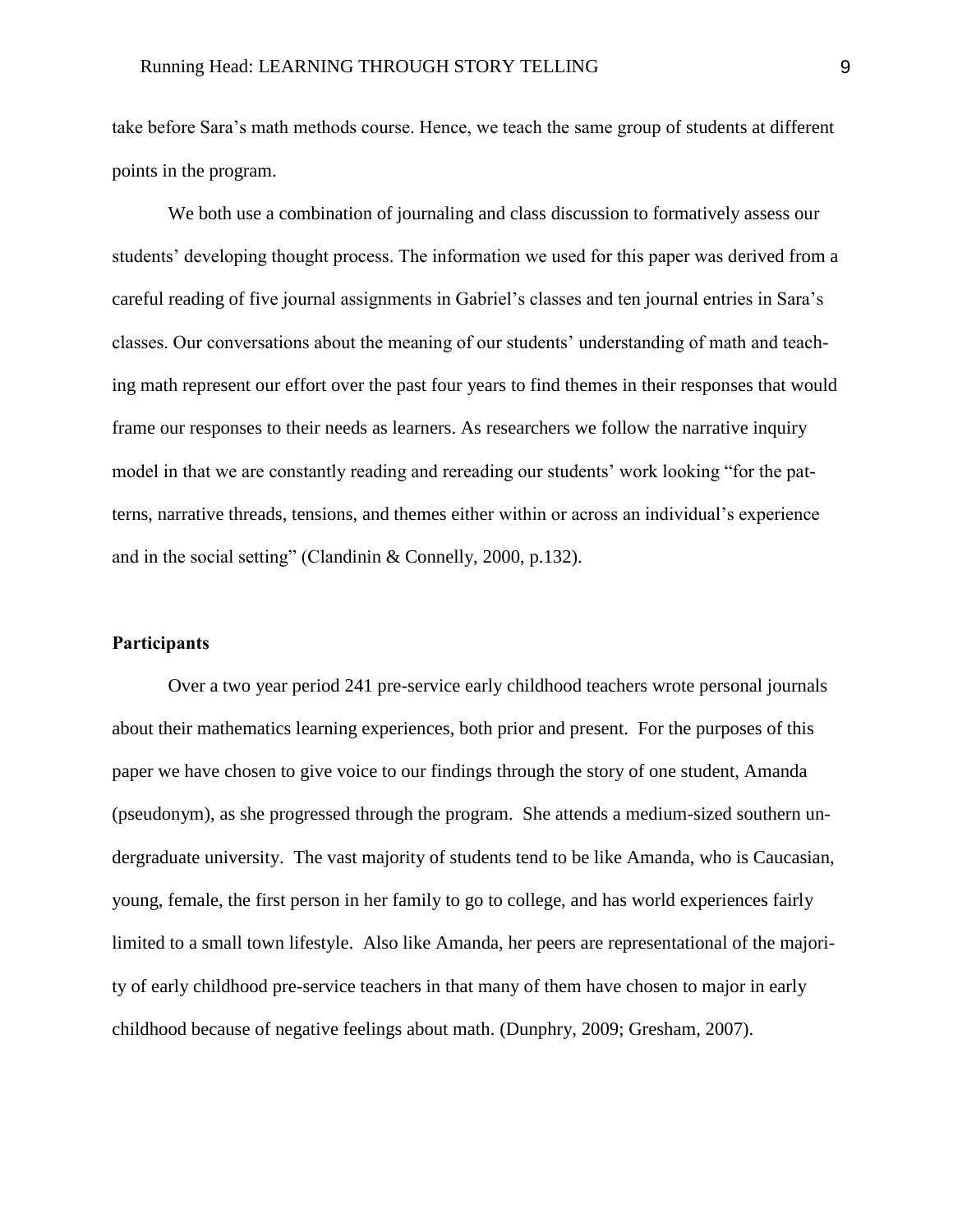take before Sara's math methods course. Hence, we teach the same group of students at different points in the program.

We both use a combination of journaling and class discussion to formatively assess our students' developing thought process. The information we used for this paper was derived from a careful reading of five journal assignments in Gabriel's classes and ten journal entries in Sara's classes. Our conversations about the meaning of our students' understanding of math and teaching math represent our effort over the past four years to find themes in their responses that would frame our responses to their needs as learners. As researchers we follow the narrative inquiry model in that we are constantly reading and rereading our students' work looking "for the patterns, narrative threads, tensions, and themes either within or across an individual's experience and in the social setting" (Clandinin & Connelly, 2000, p.132).

**Participants**

Over a two year period 241 pre-service early childhood teachers wrote personal journals about their mathematics learning experiences, both prior and present. For the purposes of this paper we have chosen to give voice to our findings through the story of one student, Amanda (pseudonym), as she progressed through the program. She attends a medium-sized southern undergraduate university. The vast majority of students tend to be like Amanda, who is Caucasian, young, female, the first person in her family to go to college, and has world experiences fairly limited to a small town lifestyle. Also like Amanda, her peers are representational of the majority of early childhood pre-service teachers in that many of them have chosen to major in early childhood because of negative feelings about math. (Dunphry, 2009; Gresham, 2007).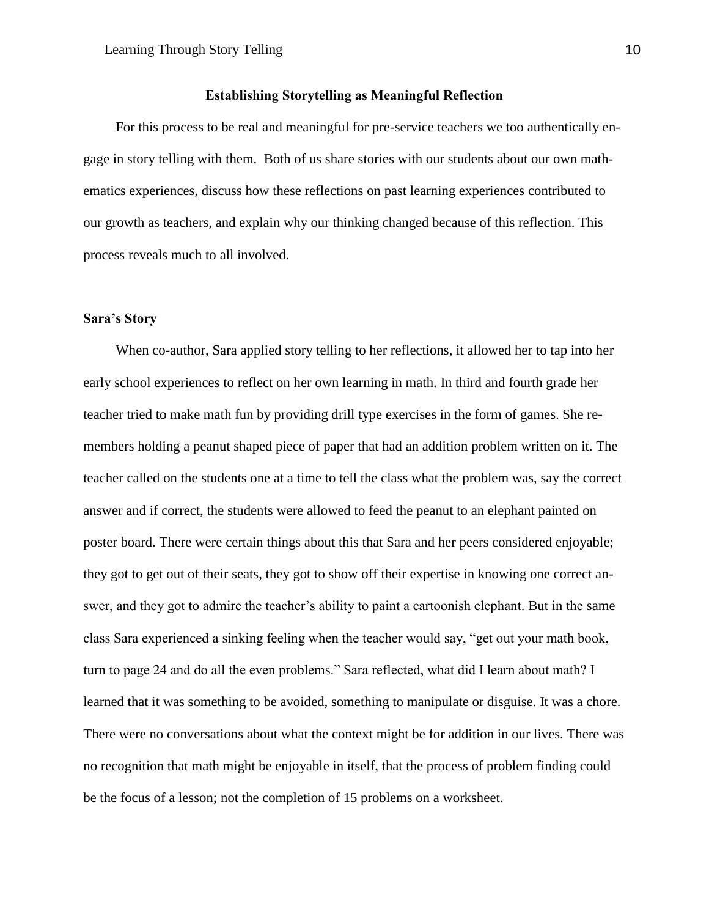## Establishing Storytelling as Meaningful Reflection

For this process to be real and meaningful for pre-service teachers we too authentically engage in story telling with them. Both of us share stories with our students about our own mathematics experiences, discuss how these reflections on past learning experiences contributed to our growth as teachers, and explain why our thinking changed because of this reflection. This process reveals much to all involved.

### Sara's Story

When co-author, Sara applied story telling to her reflections, it allowed her to tap into her early school experiences to reflect on her own learning in math. In third and fourth grade her teacher tried to make math fun by providing drill type exercises in the form of games. She remembers holding a peanut shaped piece of paper that had an addition problem written on it. The teacher called on the students one at a time to tell the class what the problem was, say the correct answer and if correct, the students were allowed to feed the peanut to an elephant painted on poster board. There were certain things about this that Sara and her peers considered enjoyable; they got to get out of their seats, they got to show off their expertise in knowing one correct answer, and they got to admire the teacher's ability to paint a cartoonish elephant. But in the same class Sara experienced a sinking feeling when the teacher would say, "get out your math book, turn to page 24 and do all the even problems." Sara reflected, what did I learn about math? I learned that it was something to be avoided, something to manipulate or disguise. It was a chore. There were no conversations about what the context might be for addition in our lives. There was no recognition that math might be enjoyable in itself, that the process of problem finding could be the focus of a lesson; not the completion of 15 problems on a worksheet.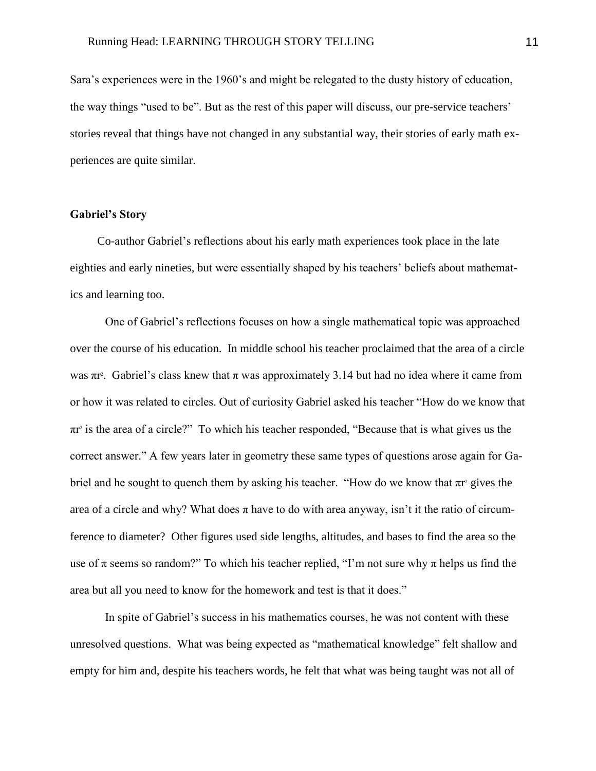Sara's experiences were in the 1960's and might be relegated to the dusty history of education, the way things "used to be". But as the rest of this paper will discuss, our pre-service teachers' stories reveal that things have not changed in any substantial way, their stories of early math experiences are quite similar.

**Gabriel's Story**

Co-author Gabriel's reflections about his early math experiences took place in the late eighties and early nineties, but were essentially shaped by his teachers' beliefs about mathematics and learning too.

One of Gabriel's reflections focuses on how a single mathematical topic was approached over the course of his education. In middle school his teacher proclaimed that the area of a circle was $\pi r^2$. Gabriel's class knew that $\pi$ was approximately 3.14 but had no idea where it came from or how it was related to circles. Out of curiosity Gabriel asked his teacher "How do we know that $\pi r^2$ is the area of a circle?" To which his teacher responded, "Because that is what gives us the correct answer." A few years later in geometry these same types of questions arose again for Gabriel and he sought to quench them by asking his teacher. "How do we know that $\pi r^2$ gives the area of a circle and why? What does $\pi$ have to do with area anyway, isn't it the ratio of circumference to diameter? Other figures used side lengths, altitudes, and bases to find the area so the use of $\pi$ seems so random?" To which his teacher replied, "I'm not sure why $\pi$ helps us find the area but all you need to know for the homework and test is that it does."

In spite of Gabriel's success in his mathematics courses, he was not content with these unresolved questions. What was being expected as "mathematical knowledge" felt shallow and empty for him and, despite his teachers words, he felt that what was being taught was not all of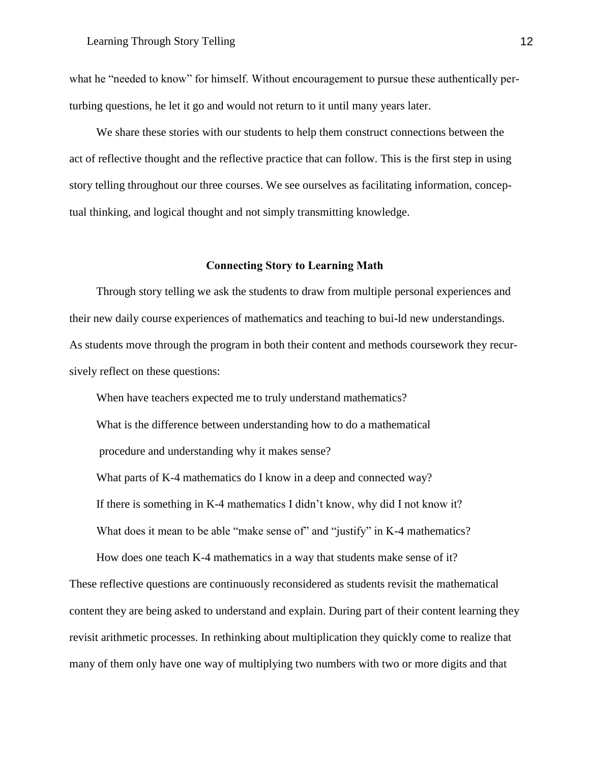what he "needed to know" for himself. Without encouragement to pursue these authentically perturbing questions, he let it go and would not return to it until many years later.

We share these stories with our students to help them construct connections between the act of reflective thought and the reflective practice that can follow. This is the first step in using story telling throughout our three courses. We see ourselves as facilitating information, conceptual thinking, and logical thought and not simply transmitting knowledge.

## Connecting Story to Learning Math

Through story telling we ask the students to draw from multiple personal experiences and their new daily course experiences of mathematics and teaching to bui-ld new understandings. As students move through the program in both their content and methods coursework they recursively reflect on these questions:

When have teachers expected me to truly understand mathematics?

What is the difference between understanding how to do a mathematical procedure and understanding why it makes sense?

What parts of K-4 mathematics do I know in a deep and connected way?

If there is something in K-4 mathematics I didn't know, why did I not know it?

What does it mean to be able "make sense of" and "justify" in K-4 mathematics?

How does one teach K-4 mathematics in a way that students make sense of it?

These reflective questions are continuously reconsidered as students revisit the mathematical content they are being asked to understand and explain. During part of their content learning they revisit arithmetic processes. In rethinking about multiplication they quickly come to realize that many of them only have one way of multiplying two numbers with two or more digits and that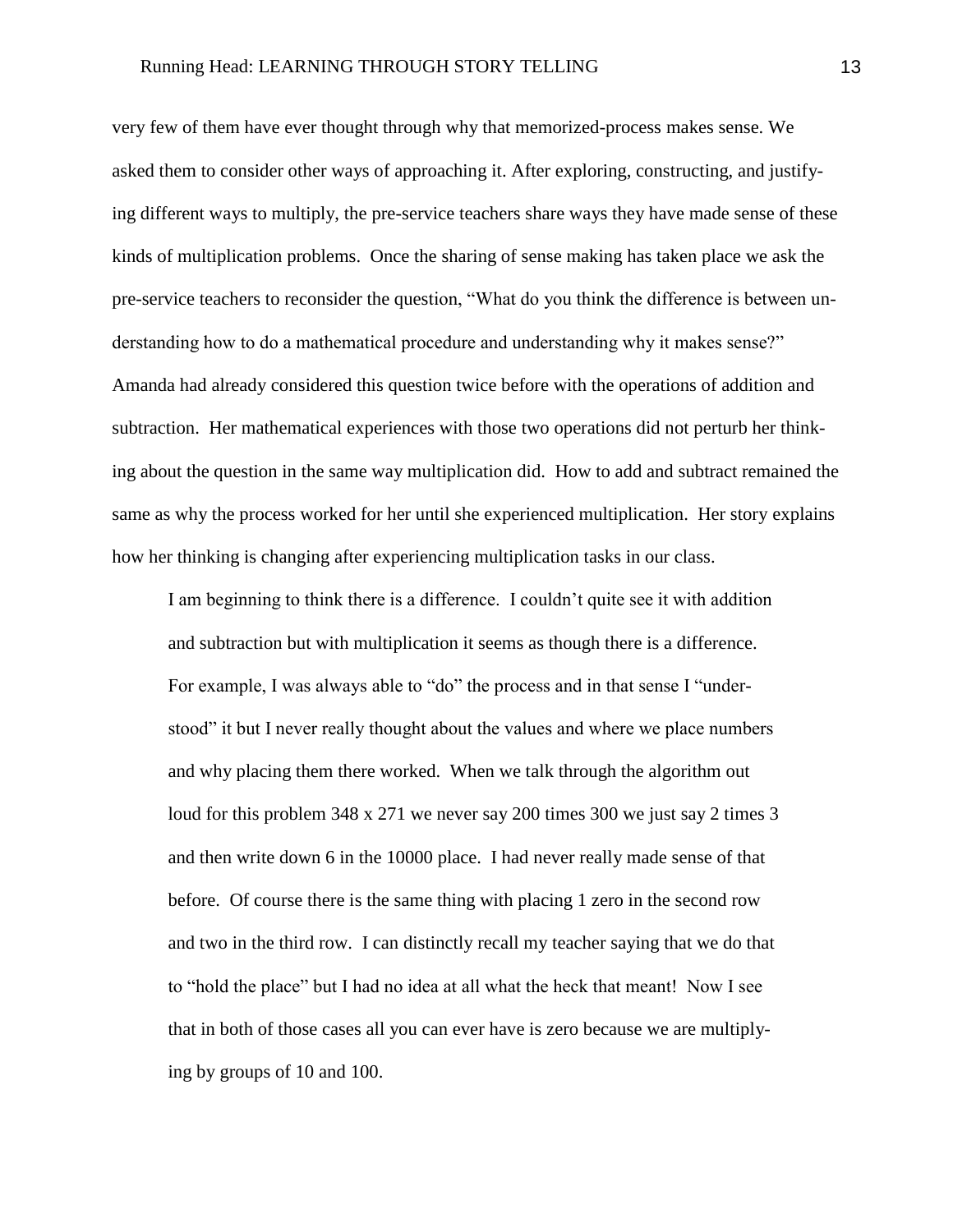very few of them have ever thought through why that memorized-process makes sense. We asked them to consider other ways of approaching it. After exploring, constructing, and justifying different ways to multiply, the pre-service teachers share ways they have made sense of these kinds of multiplication problems. Once the sharing of sense making has taken place we ask the pre-service teachers to reconsider the question, "What do you think the difference is between understanding how to do a mathematical procedure and understanding why it makes sense?" Amanda had already considered this question twice before with the operations of addition and subtraction. Her mathematical experiences with those two operations did not perturb her thinking about the question in the same way multiplication did. How to add and subtract remained the same as why the process worked for her until she experienced multiplication. Her story explains how her thinking is changing after experiencing multiplication tasks in our class.

> I am beginning to think there is a difference. I couldn't quite see it with addition and subtraction but with multiplication it seems as though there is a difference. For example, I was always able to "do" the process and in that sense I "understood" it but I never really thought about the values and where we place numbers and why placing them there worked. When we talk through the algorithm out loud for this problem 348 x 271 we never say 200 times 300 we just say 2 times 3 and then write down 6 in the 10000 place. I had never really made sense of that before. Of course there is the same thing with placing 1 zero in the second row and two in the third row. I can distinctly recall my teacher saying that we do that to "hold the place" but I had no idea at all what the heck that meant! Now I see that in both of those cases all you can ever have is zero because we are multiplying by groups of 10 and 100.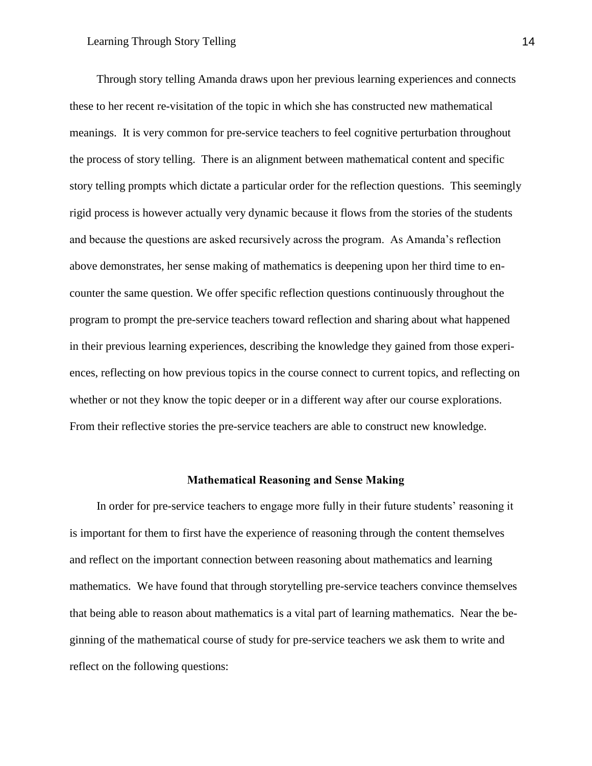Through story telling Amanda draws upon her previous learning experiences and connects these to her recent re-visitation of the topic in which she has constructed new mathematical meanings. It is very common for pre-service teachers to feel cognitive perturbation throughout the process of story telling. There is an alignment between mathematical content and specific story telling prompts which dictate a particular order for the reflection questions. This seemingly rigid process is however actually very dynamic because it flows from the stories of the students and because the questions are asked recursively across the program. As Amanda's reflection above demonstrates, her sense making of mathematics is deepening upon her third time to encounter the same question. We offer specific reflection questions continuously throughout the program to prompt the pre-service teachers toward reflection and sharing about what happened in their previous learning experiences, describing the knowledge they gained from those experiences, reflecting on how previous topics in the course connect to current topics, and reflecting on whether or not they know the topic deeper or in a different way after our course explorations. From their reflective stories the pre-service teachers are able to construct new knowledge.

## Mathematical Reasoning and Sense Making

In order for pre-service teachers to engage more fully in their future students' reasoning it is important for them to first have the experience of reasoning through the content themselves and reflect on the important connection between reasoning about mathematics and learning mathematics. We have found that through storytelling pre-service teachers convince themselves that being able to reason about mathematics is a vital part of learning mathematics. Near the beginning of the mathematical course of study for pre-service teachers we ask them to write and reflect on the following questions: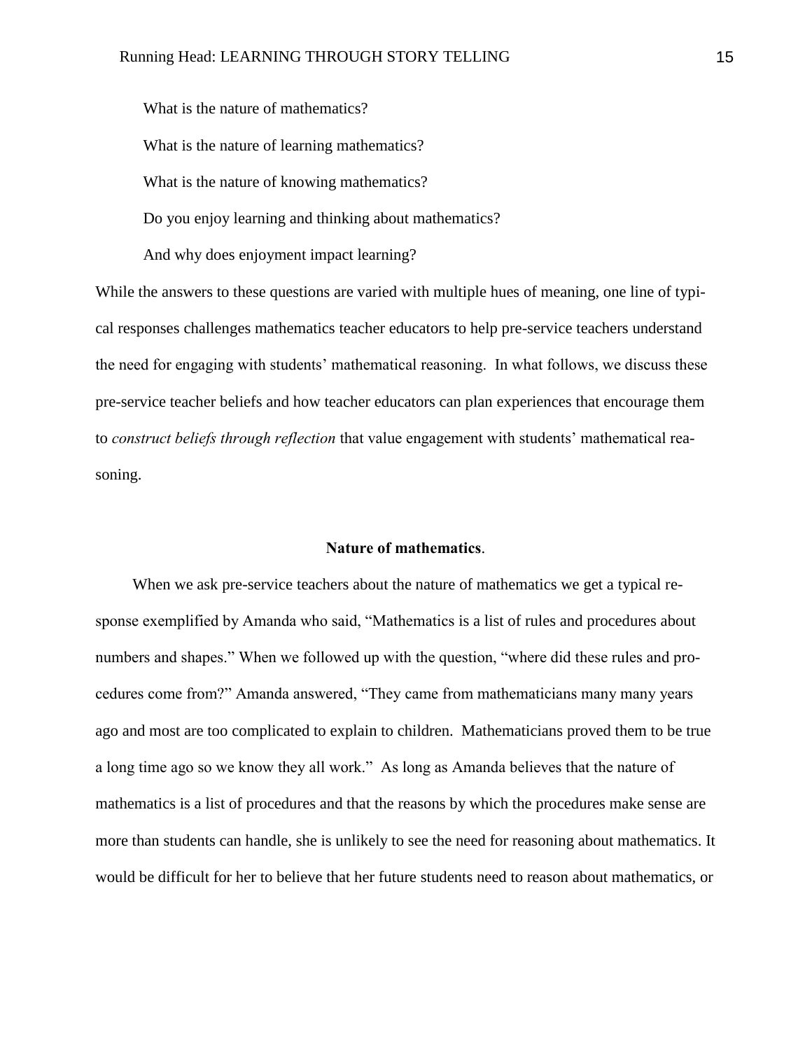What is the nature of mathematics?

What is the nature of learning mathematics?

What is the nature of knowing mathematics?

Do you enjoy learning and thinking about mathematics?

And why does enjoyment impact learning?

While the answers to these questions are varied with multiple hues of meaning, one line of typical responses challenges mathematics teacher educators to help pre-service teachers understand the need for engaging with students' mathematical reasoning. In what follows, we discuss these pre-service teacher beliefs and how teacher educators can plan experiences that encourage them to *construct beliefs through reflection* that value engagement with students' mathematical reasoning.

### **Nature of mathematics**.

When we ask pre-service teachers about the nature of mathematics we get a typical response exemplified by Amanda who said, "Mathematics is a list of rules and procedures about numbers and shapes." When we followed up with the question, "where did these rules and procedures come from?" Amanda answered, "They came from mathematicians many many years ago and most are too complicated to explain to children. Mathematicians proved them to be true a long time ago so we know they all work." As long as Amanda believes that the nature of mathematics is a list of procedures and that the reasons by which the procedures make sense are more than students can handle, she is unlikely to see the need for reasoning about mathematics. It would be difficult for her to believe that her future students need to reason about mathematics, or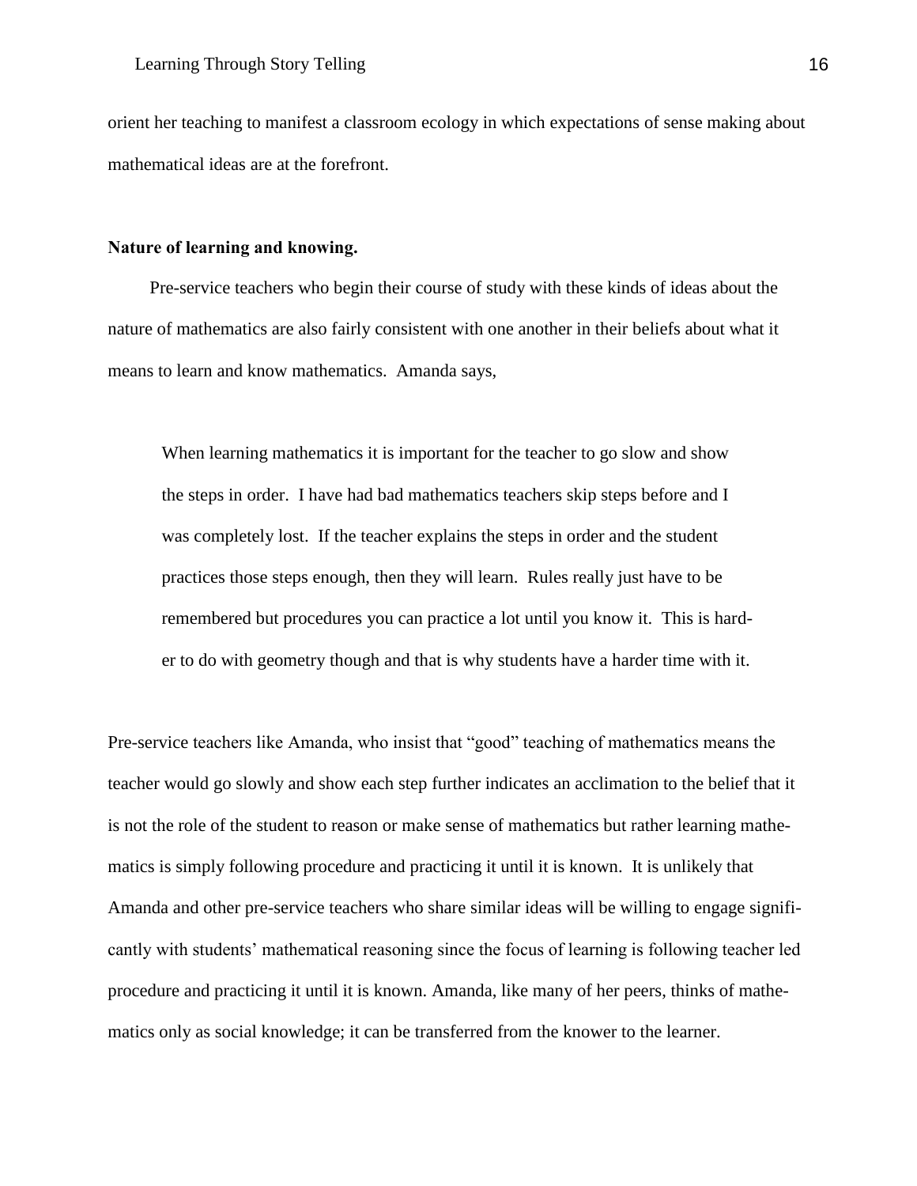orient her teaching to manifest a classroom ecology in which expectations of sense making about mathematical ideas are at the forefront.

**Nature of learning and knowing.**

Pre-service teachers who begin their course of study with these kinds of ideas about the nature of mathematics are also fairly consistent with one another in their beliefs about what it means to learn and know mathematics. Amanda says,

> When learning mathematics it is important for the teacher to go slow and show the steps in order. I have had bad mathematics teachers skip steps before and I was completely lost. If the teacher explains the steps in order and the student practices those steps enough, then they will learn. Rules really just have to be remembered but procedures you can practice a lot until you know it. This is harder to do with geometry though and that is why students have a harder time with it.

Pre-service teachers like Amanda, who insist that "good" teaching of mathematics means the teacher would go slowly and show each step further indicates an acclimation to the belief that it is not the role of the student to reason or make sense of mathematics but rather learning mathematics is simply following procedure and practicing it until it is known. It is unlikely that Amanda and other pre-service teachers who share similar ideas will be willing to engage significantly with students' mathematical reasoning since the focus of learning is following teacher led procedure and practicing it until it is known. Amanda, like many of her peers, thinks of mathematics only as social knowledge; it can be transferred from the knower to the learner.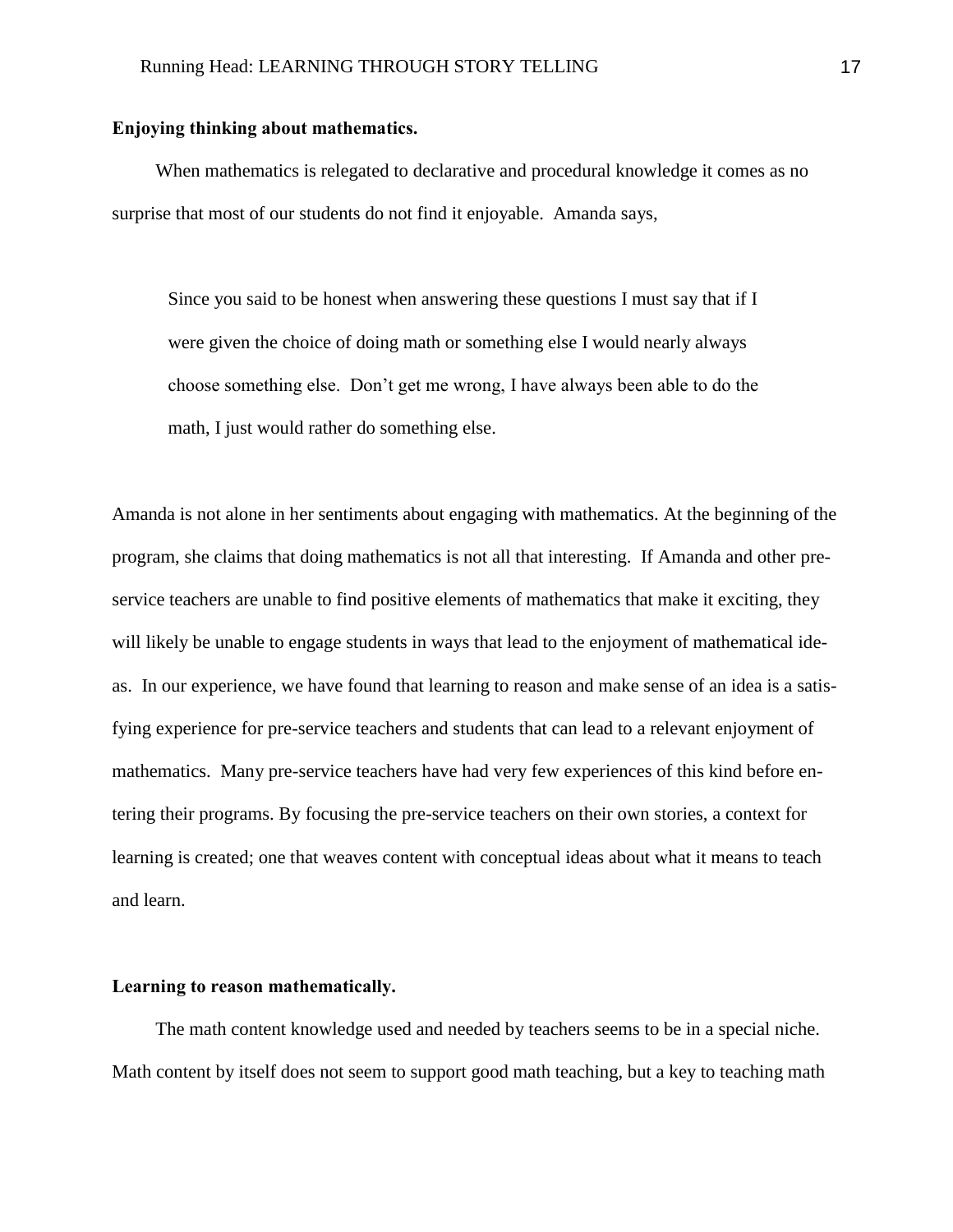**Enjoying thinking about mathematics.**

When mathematics is relegated to declarative and procedural knowledge it comes as no surprise that most of our students do not find it enjoyable. Amanda says,

> Since you said to be honest when answering these questions I must say that if I were given the choice of doing math or something else I would nearly always choose something else. Don't get me wrong, I have always been able to do the math, I just would rather do something else.

Amanda is not alone in her sentiments about engaging with mathematics. At the beginning of the program, she claims that doing mathematics is not all that interesting. If Amanda and other pre-service teachers are unable to find positive elements of mathematics that make it exciting, they will likely be unable to engage students in ways that lead to the enjoyment of mathematical ideas. In our experience, we have found that learning to reason and make sense of an idea is a satisfying experience for pre-service teachers and students that can lead to a relevant enjoyment of mathematics. Many pre-service teachers have had very few experiences of this kind before entering their programs. By focusing the pre-service teachers on their own stories, a context for learning is created; one that weaves content with conceptual ideas about what it means to teach and learn.

**Learning to reason mathematically.**

The math content knowledge used and needed by teachers seems to be in a special niche. Math content by itself does not seem to support good math teaching, but a key to teaching math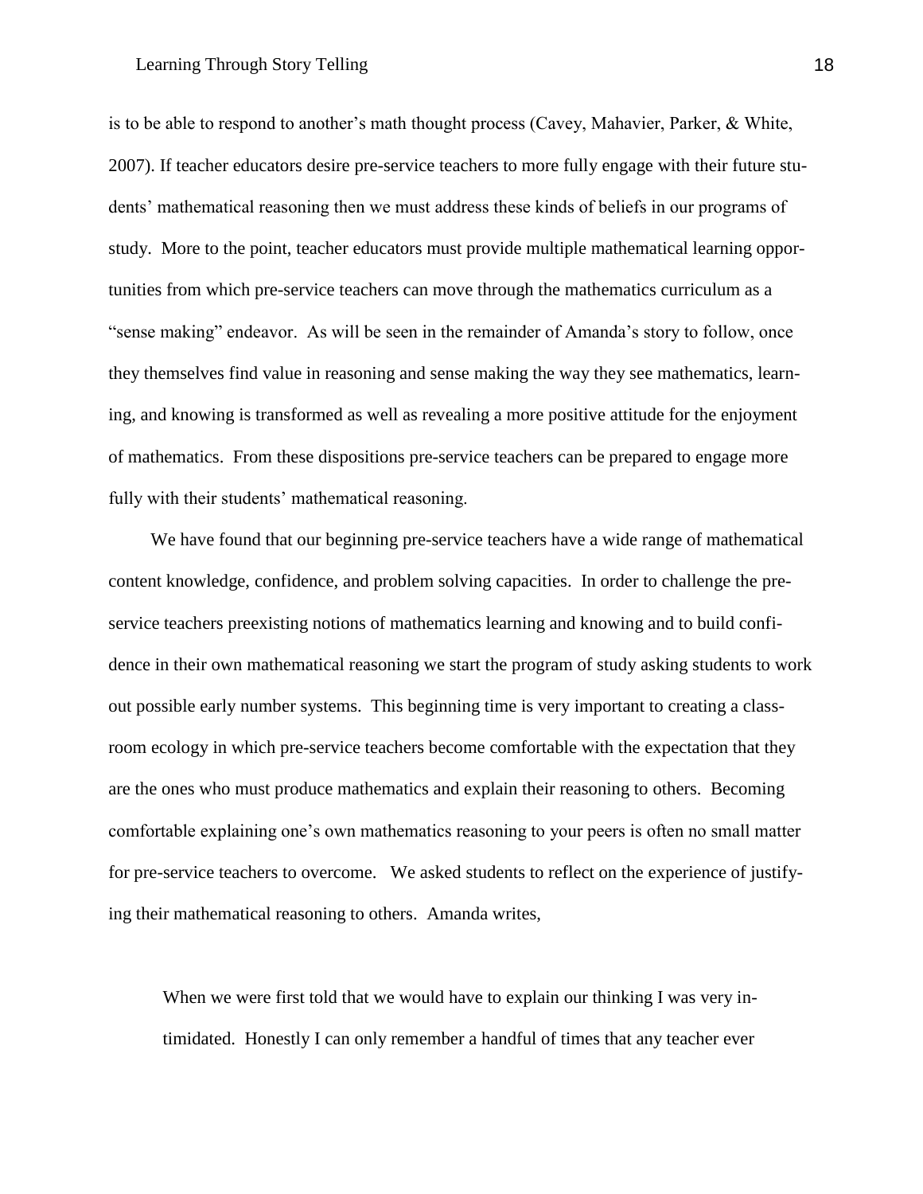is to be able to respond to another's math thought process (Cavey, Mahavier, Parker, & White, 2007). If teacher educators desire pre-service teachers to more fully engage with their future students' mathematical reasoning then we must address these kinds of beliefs in our programs of study. More to the point, teacher educators must provide multiple mathematical learning opportunities from which pre-service teachers can move through the mathematics curriculum as a "sense making" endeavor. As will be seen in the remainder of Amanda's story to follow, once they themselves find value in reasoning and sense making the way they see mathematics, learning, and knowing is transformed as well as revealing a more positive attitude for the enjoyment of mathematics. From these dispositions pre-service teachers can be prepared to engage more fully with their students' mathematical reasoning.

We have found that our beginning pre-service teachers have a wide range of mathematical content knowledge, confidence, and problem solving capacities. In order to challenge the pre-service teachers preexisting notions of mathematics learning and knowing and to build confidence in their own mathematical reasoning we start the program of study asking students to work out possible early number systems. This beginning time is very important to creating a classroom ecology in which pre-service teachers become comfortable with the expectation that they are the ones who must produce mathematics and explain their reasoning to others. Becoming comfortable explaining one's own mathematics reasoning to your peers is often no small matter for pre-service teachers to overcome. We asked students to reflect on the experience of justifying their mathematical reasoning to others. Amanda writes,

> When we were first told that we would have to explain our thinking I was very intimidated. Honestly I can only remember a handful of times that any teacher ever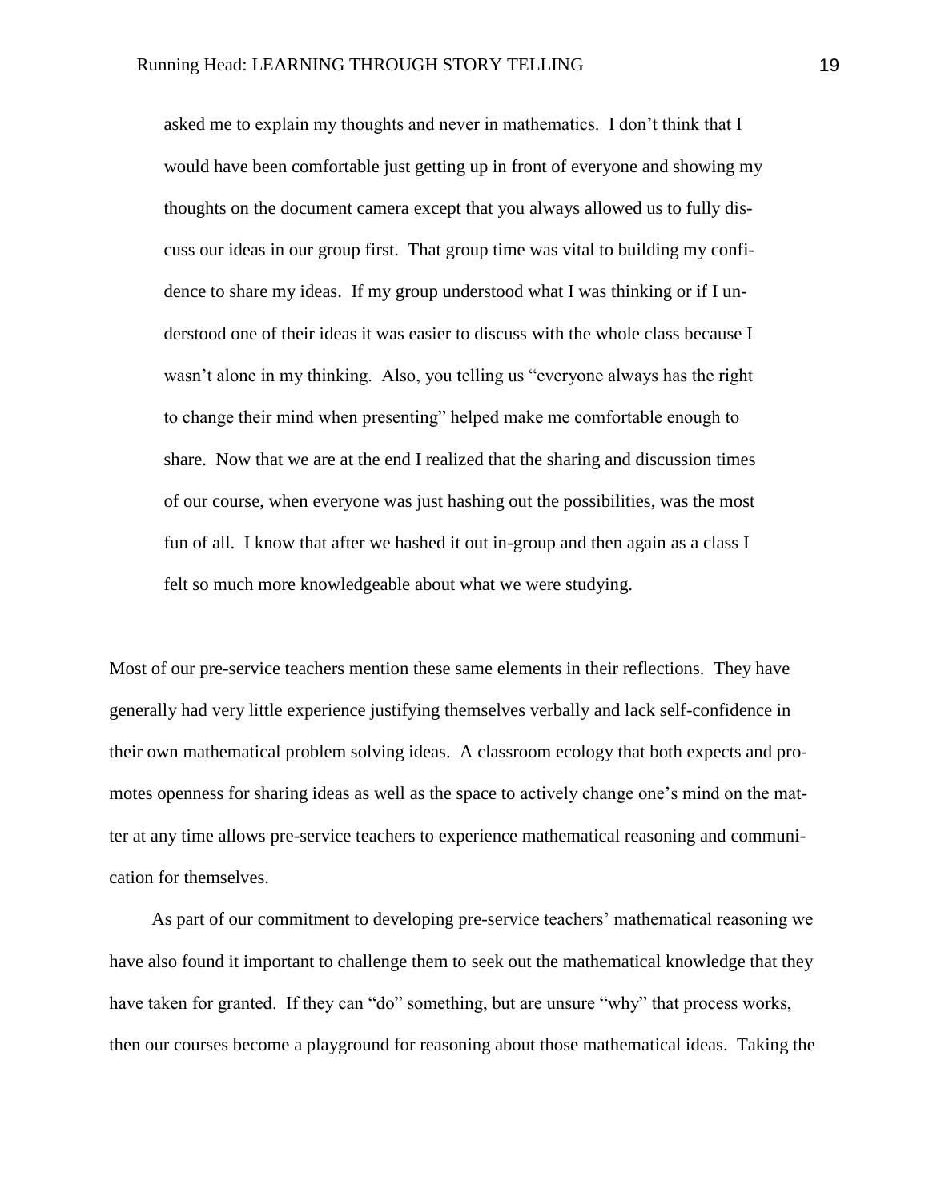> asked me to explain my thoughts and never in mathematics. I don't think that I would have been comfortable just getting up in front of everyone and showing my thoughts on the document camera except that you always allowed us to fully discuss our ideas in our group first. That group time was vital to building my confidence to share my ideas. If my group understood what I was thinking or if I understood one of their ideas it was easier to discuss with the whole class because I wasn't alone in my thinking. Also, you telling us "everyone always has the right to change their mind when presenting" helped make me comfortable enough to share. Now that we are at the end I realized that the sharing and discussion times of our course, when everyone was just hashing out the possibilities, was the most fun of all. I know that after we hashed it out in-group and then again as a class I felt so much more knowledgeable about what we were studying.

Most of our pre-service teachers mention these same elements in their reflections. They have generally had very little experience justifying themselves verbally and lack self-confidence in their own mathematical problem solving ideas. A classroom ecology that both expects and promotes openness for sharing ideas as well as the space to actively change one's mind on the matter at any time allows pre-service teachers to experience mathematical reasoning and communication for themselves.

As part of our commitment to developing pre-service teachers' mathematical reasoning we have also found it important to challenge them to seek out the mathematical knowledge that they have taken for granted. If they can "do" something, but are unsure "why" that process works, then our courses become a playground for reasoning about those mathematical ideas. Taking the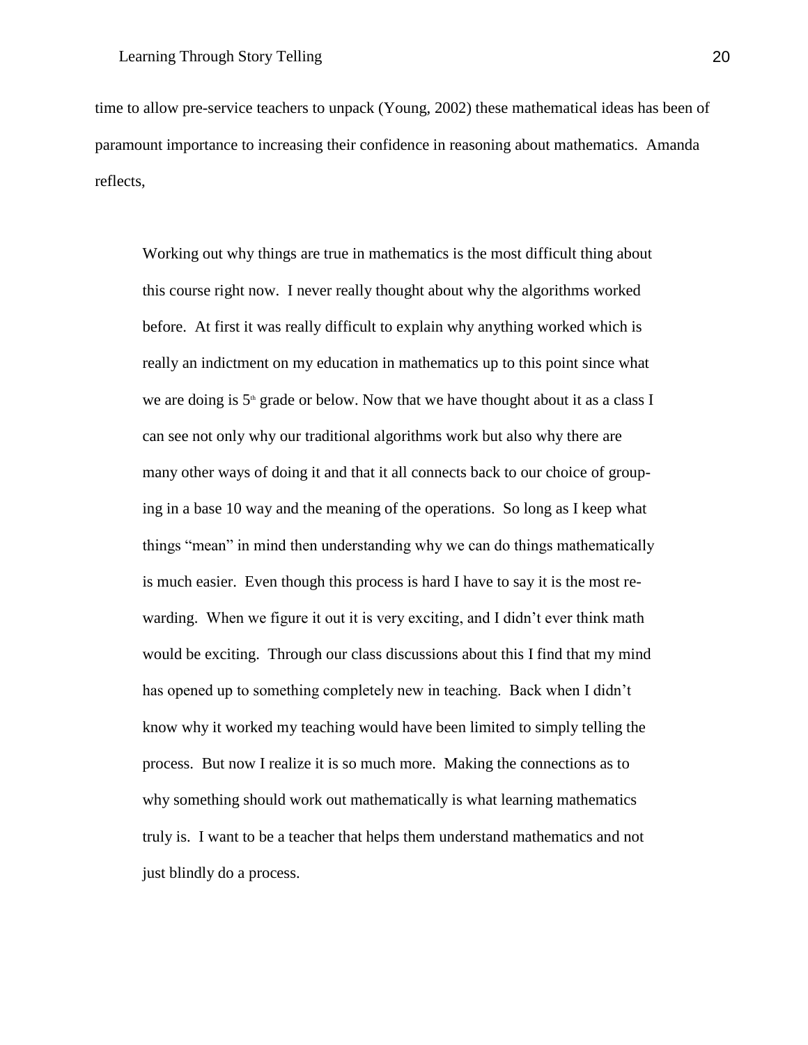time to allow pre-service teachers to unpack (Young, 2002) these mathematical ideas has been of paramount importance to increasing their confidence in reasoning about mathematics. Amanda reflects,

> Working out why things are true in mathematics is the most difficult thing about this course right now. I never really thought about why the algorithms worked before. At first it was really difficult to explain why anything worked which is really an indictment on my education in mathematics up to this point since what we are doing is 5th grade or below. Now that we have thought about it as a class I can see not only why our traditional algorithms work but also why there are many other ways of doing it and that it all connects back to our choice of grouping in a base 10 way and the meaning of the operations. So long as I keep what things “mean” in mind then understanding why we can do things mathematically is much easier. Even though this process is hard I have to say it is the most rewarding. When we figure it out it is very exciting, and I didn’t ever think math would be exciting. Through our class discussions about this I find that my mind has opened up to something completely new in teaching. Back when I didn’t know why it worked my teaching would have been limited to simply telling the process. But now I realize it is so much more. Making the connections as to why something should work out mathematically is what learning mathematics truly is. I want to be a teacher that helps them understand mathematics and not just blindly do a process.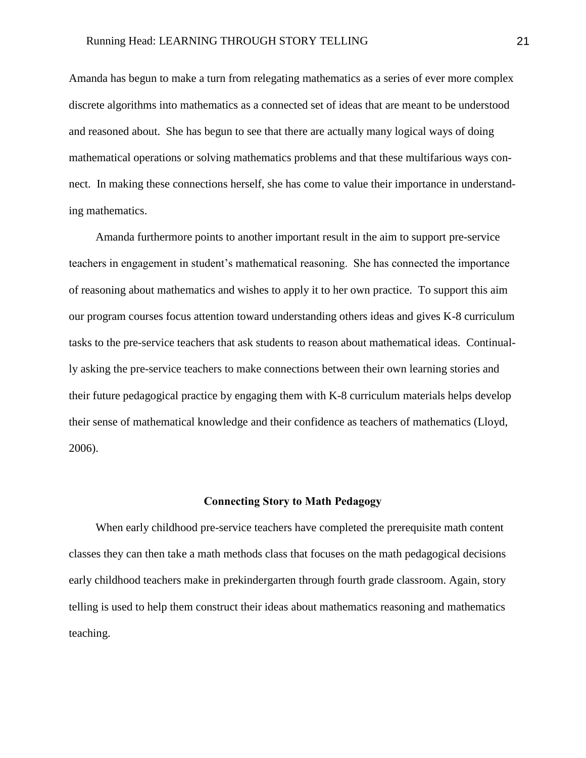Amanda has begun to make a turn from relegating mathematics as a series of ever more complex discrete algorithms into mathematics as a connected set of ideas that are meant to be understood and reasoned about. She has begun to see that there are actually many logical ways of doing mathematical operations or solving mathematics problems and that these multifarious ways connect. In making these connections herself, she has come to value their importance in understanding mathematics.

Amanda furthermore points to another important result in the aim to support pre-service teachers in engagement in student's mathematical reasoning. She has connected the importance of reasoning about mathematics and wishes to apply it to her own practice. To support this aim our program courses focus attention toward understanding others ideas and gives K-8 curriculum tasks to the pre-service teachers that ask students to reason about mathematical ideas. Continually asking the pre-service teachers to make connections between their own learning stories and their future pedagogical practice by engaging them with K-8 curriculum materials helps develop their sense of mathematical knowledge and their confidence as teachers of mathematics (Lloyd, 2006).

## Connecting Story to Math Pedagogy

When early childhood pre-service teachers have completed the prerequisite math content classes they can then take a math methods class that focuses on the math pedagogical decisions early childhood teachers make in prekindergarten through fourth grade classroom. Again, story telling is used to help them construct their ideas about mathematics reasoning and mathematics teaching.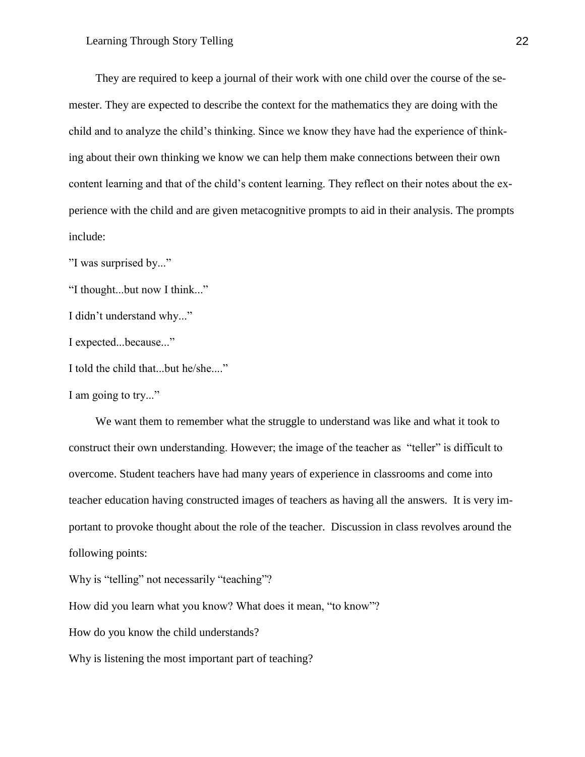They are required to keep a journal of their work with one child over the course of the semester. They are expected to describe the context for the mathematics they are doing with the child and to analyze the child's thinking. Since we know they have had the experience of thinking about their own thinking we know we can help them make connections between their own content learning and that of the child's content learning. They reflect on their notes about the experience with the child and are given metacognitive prompts to aid in their analysis. The prompts include:

"I was surprised by..."

"I thought...but now I think..."

I didn't understand why..."

I expected...because..."

I told the child that...but he/she...."

I am going to try..."

We want them to remember what the struggle to understand was like and what it took to construct their own understanding. However; the image of the teacher as "teller" is difficult to overcome. Student teachers have had many years of experience in classrooms and come into teacher education having constructed images of teachers as having all the answers. It is very important to provoke thought about the role of the teacher. Discussion in class revolves around the following points:

Why is "telling" not necessarily "teaching"?

How did you learn what you know? What does it mean, "to know"?

How do you know the child understands?

Why is listening the most important part of teaching?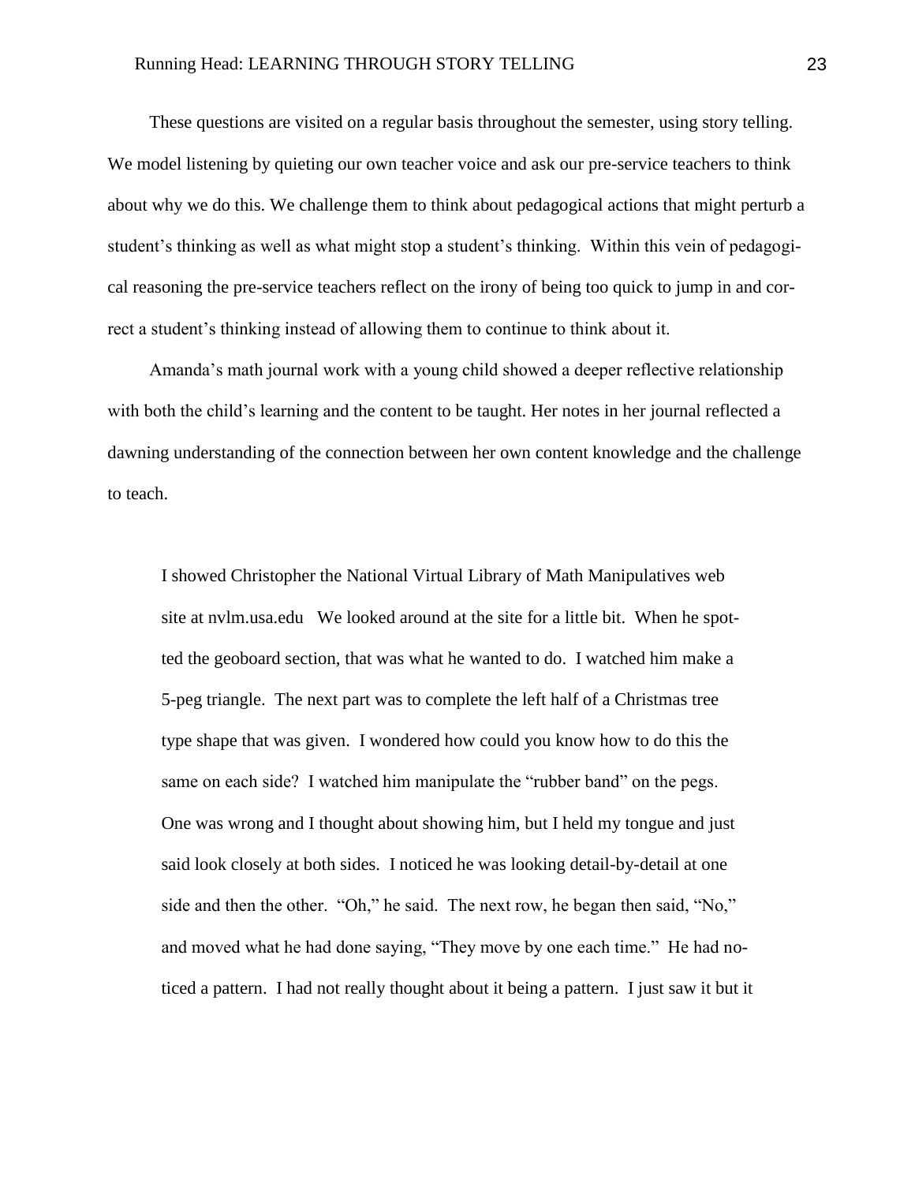These questions are visited on a regular basis throughout the semester, using story telling. We model listening by quieting our own teacher voice and ask our pre-service teachers to think about why we do this. We challenge them to think about pedagogical actions that might perturb a student's thinking as well as what might stop a student's thinking. Within this vein of pedagogical reasoning the pre-service teachers reflect on the irony of being too quick to jump in and correct a student's thinking instead of allowing them to continue to think about it.

Amanda's math journal work with a young child showed a deeper reflective relationship with both the child's learning and the content to be taught. Her notes in her journal reflected a dawning understanding of the connection between her own content knowledge and the challenge to teach.

> I showed Christopher the National Virtual Library of Math Manipulatives web site at nvlm.usa.edu We looked around at the site for a little bit. When he spotted the geoboard section, that was what he wanted to do. I watched him make a 5-peg triangle. The next part was to complete the left half of a Christmas tree type shape that was given. I wondered how could you know how to do this the same on each side? I watched him manipulate the "rubber band" on the pegs. One was wrong and I thought about showing him, but I held my tongue and just said look closely at both sides. I noticed he was looking detail-by-detail at one side and then the other. "Oh," he said. The next row, he began then said, "No," and moved what he had done saying, "They move by one each time." He had noticed a pattern. I had not really thought about it being a pattern. I just saw it but it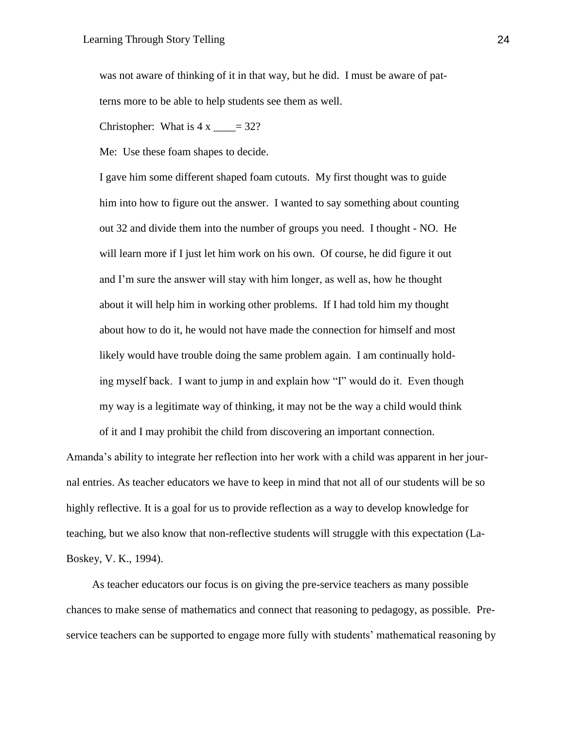was not aware of thinking of it in that way, but he did. I must be aware of patterns more to be able to help students see them as well.

Christopher: What is 4 x ____= 32?

Me: Use these foam shapes to decide.

I gave him some different shaped foam cutouts. My first thought was to guide him into how to figure out the answer. I wanted to say something about counting out 32 and divide them into the number of groups you need. I thought - NO. He will learn more if I just let him work on his own. Of course, he did figure it out and I'm sure the answer will stay with him longer, as well as, how he thought about it will help him in working other problems. If I had told him my thought about how to do it, he would not have made the connection for himself and most likely would have trouble doing the same problem again. I am continually holding myself back. I want to jump in and explain how "I" would do it. Even though my way is a legitimate way of thinking, it may not be the way a child would think of it and I may prohibit the child from discovering an important connection.

Amanda's ability to integrate her reflection into her work with a child was apparent in her journal entries. As teacher educators we have to keep in mind that not all of our students will be so highly reflective. It is a goal for us to provide reflection as a way to develop knowledge for teaching, but we also know that non-reflective students will struggle with this expectation (La-Boskey, V. K., 1994).

As teacher educators our focus is on giving the pre-service teachers as many possible chances to make sense of mathematics and connect that reasoning to pedagogy, as possible. Pre-service teachers can be supported to engage more fully with students' mathematical reasoning by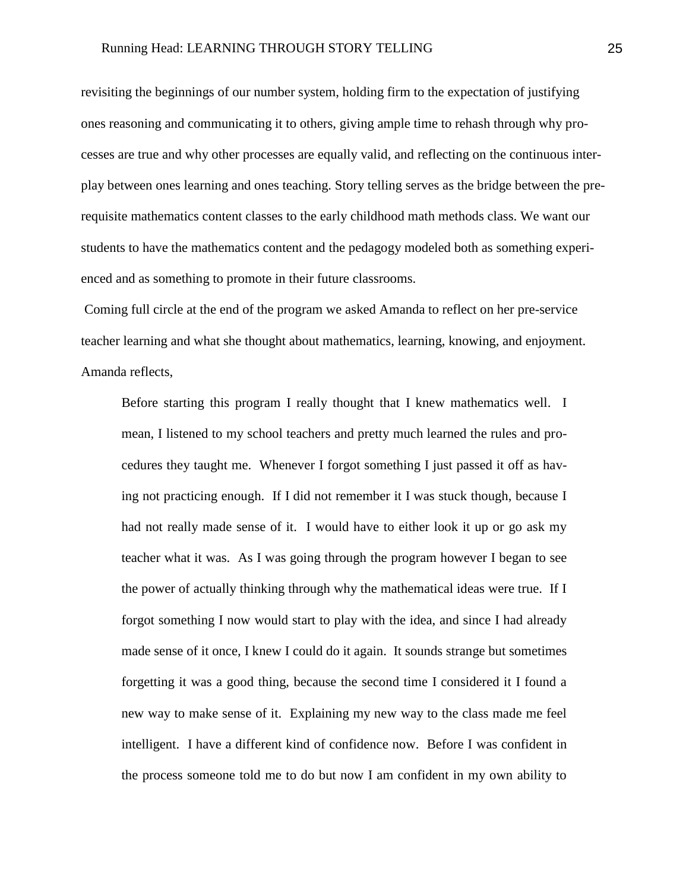revisiting the beginnings of our number system, holding firm to the expectation of justifying ones reasoning and communicating it to others, giving ample time to rehash through why processes are true and why other processes are equally valid, and reflecting on the continuous interplay between ones learning and ones teaching. Story telling serves as the bridge between the prerequisite mathematics content classes to the early childhood math methods class. We want our students to have the mathematics content and the pedagogy modeled both as something experienced and as something to promote in their future classrooms.

Coming full circle at the end of the program we asked Amanda to reflect on her pre-service teacher learning and what she thought about mathematics, learning, knowing, and enjoyment. Amanda reflects,

> Before starting this program I really thought that I knew mathematics well. I mean, I listened to my school teachers and pretty much learned the rules and procedures they taught me. Whenever I forgot something I just passed it off as having not practicing enough. If I did not remember it I was stuck though, because I had not really made sense of it. I would have to either look it up or go ask my teacher what it was. As I was going through the program however I began to see the power of actually thinking through why the mathematical ideas were true. If I forgot something I now would start to play with the idea, and since I had already made sense of it once, I knew I could do it again. It sounds strange but sometimes forgetting it was a good thing, because the second time I considered it I found a new way to make sense of it. Explaining my new way to the class made me feel intelligent. I have a different kind of confidence now. Before I was confident in the process someone told me to do but now I am confident in my own ability to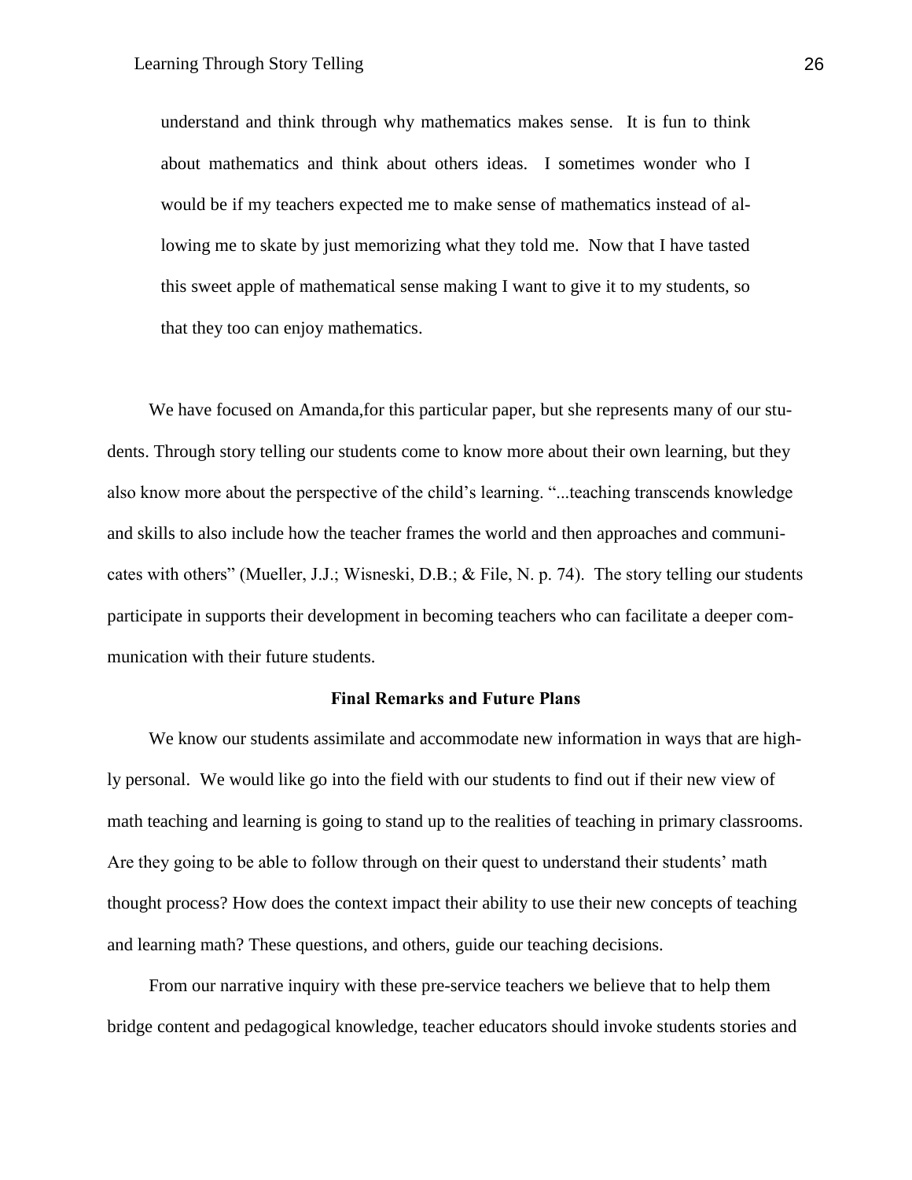> understand and think through why mathematics makes sense. It is fun to think about mathematics and think about others ideas. I sometimes wonder who I would be if my teachers expected me to make sense of mathematics instead of allowing me to skate by just memorizing what they told me. Now that I have tasted this sweet apple of mathematical sense making I want to give it to my students, so that they too can enjoy mathematics.

We have focused on Amanda,for this particular paper, but she represents many of our students. Through story telling our students come to know more about their own learning, but they also know more about the perspective of the child's learning. "...teaching transcends knowledge and skills to also include how the teacher frames the world and then approaches and communicates with others" (Mueller, J.J.; Wisneski, D.B.; & File, N. p. 74). The story telling our students participate in supports their development in becoming teachers who can facilitate a deeper communication with their future students.

## Final Remarks and Future Plans

We know our students assimilate and accommodate new information in ways that are highly personal. We would like go into the field with our students to find out if their new view of math teaching and learning is going to stand up to the realities of teaching in primary classrooms. Are they going to be able to follow through on their quest to understand their students' math thought process? How does the context impact their ability to use their new concepts of teaching and learning math? These questions, and others, guide our teaching decisions.

From our narrative inquiry with these pre-service teachers we believe that to help them bridge content and pedagogical knowledge, teacher educators should invoke students stories and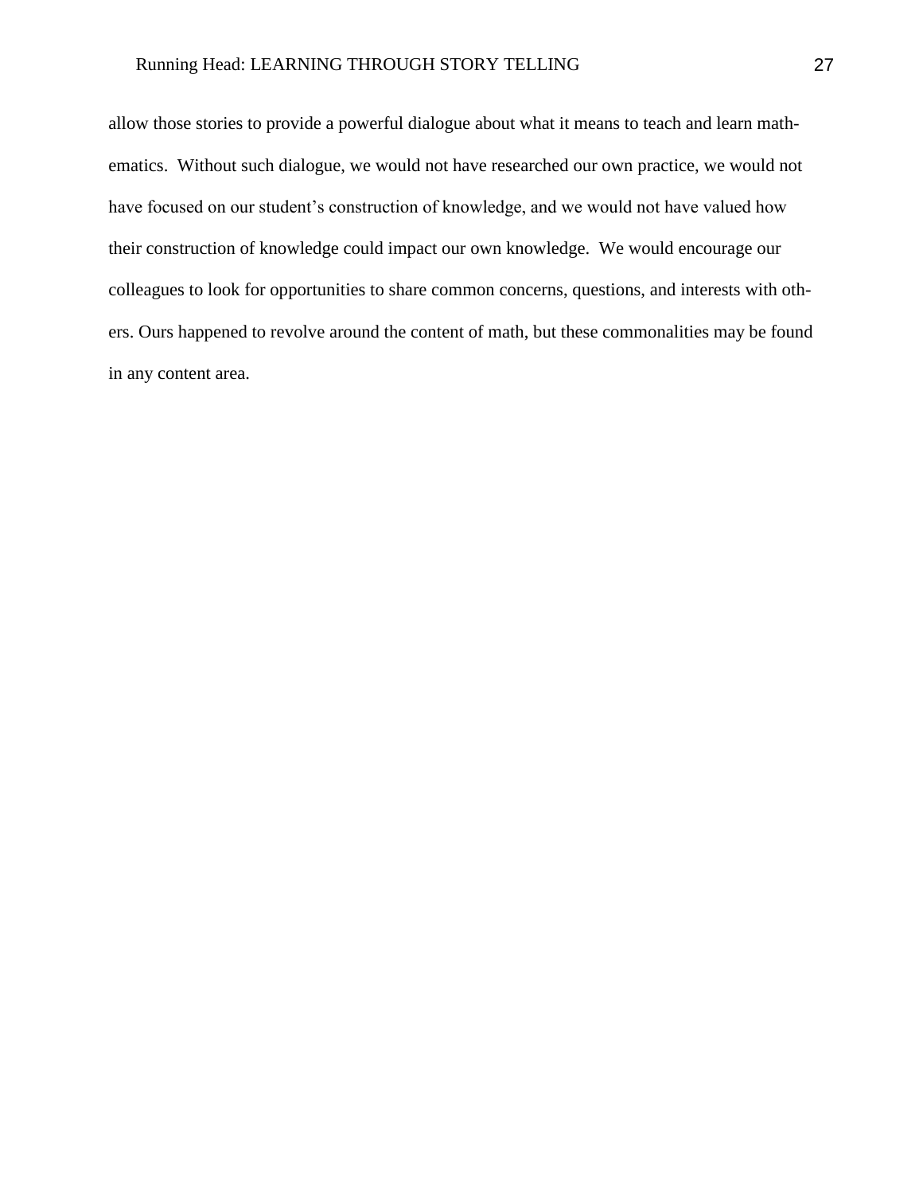allow those stories to provide a powerful dialogue about what it means to teach and learn mathematics. Without such dialogue, we would not have researched our own practice, we would not have focused on our student's construction of knowledge, and we would not have valued how their construction of knowledge could impact our own knowledge. We would encourage our colleagues to look for opportunities to share common concerns, questions, and interests with others. Ours happened to revolve around the content of math, but these commonalities may be found in any content area.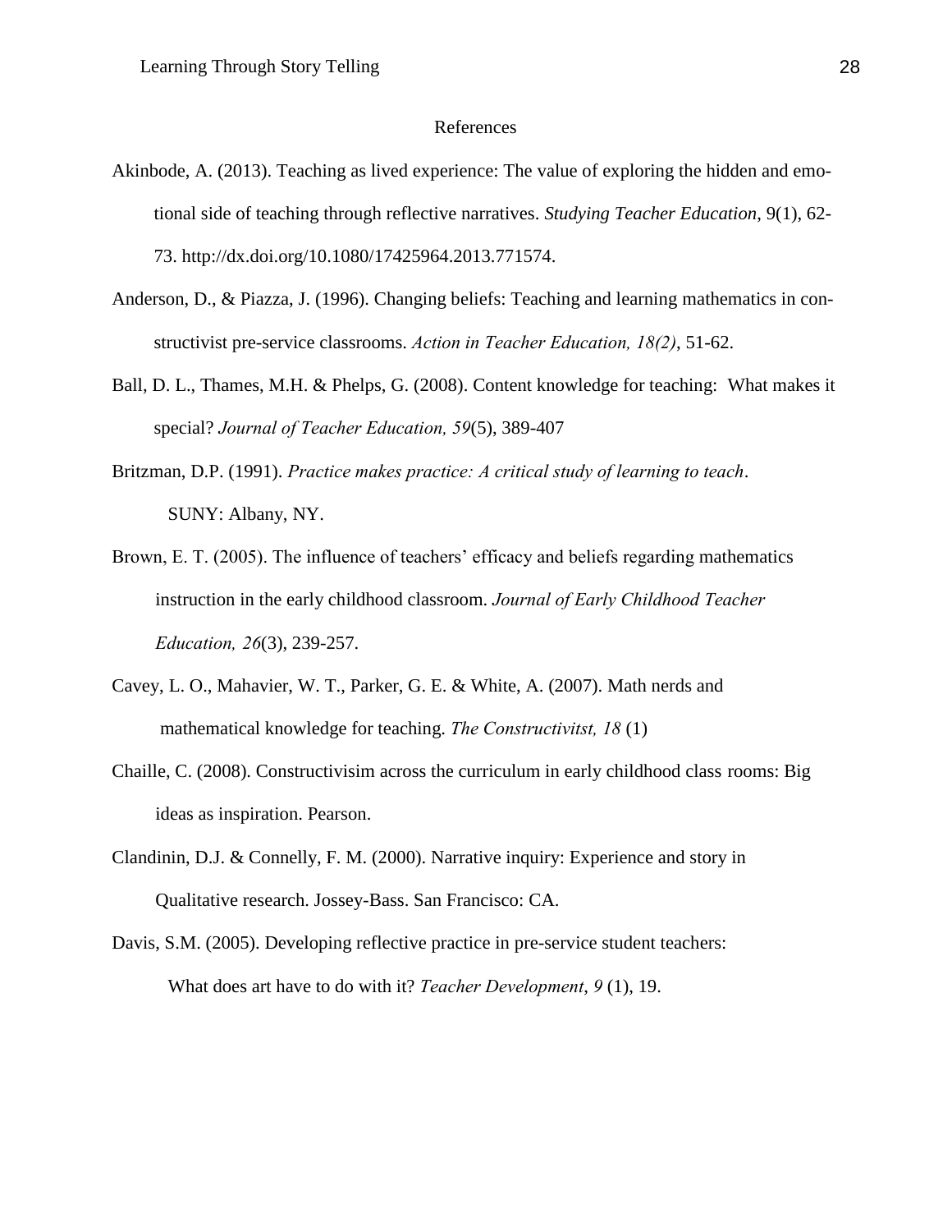# References

Akinbode, A. (2013). Teaching as lived experience: The value of exploring the hidden and emotional side of teaching through reflective narratives. *Studying Teacher Education*, 9(1), 62-73. http://dx.doi.org/10.1080/17425964.2013.771574.

Anderson, D., & Piazza, J. (1996). Changing beliefs: Teaching and learning mathematics in constructivist pre-service classrooms. *Action in Teacher Education, 18(2)*, 51-62.

Ball, D. L., Thames, M.H. & Phelps, G. (2008). Content knowledge for teaching: What makes it special? *Journal of Teacher Education, 59*(5), 389-407

Britzman, D.P. (1991). *Practice makes practice: A critical study of learning to teach*. SUNY: Albany, NY.

Brown, E. T. (2005). The influence of teachers' efficacy and beliefs regarding mathematics instruction in the early childhood classroom. *Journal of Early Childhood Teacher Education, 26*(3), 239-257.

Cavey, L. O., Mahavier, W. T., Parker, G. E. & White, A. (2007). Math nerds and mathematical knowledge for teaching. *The Constructivitst, 18* (1)

Chaille, C. (2008). Constructivisim across the curriculum in early childhood class rooms: Big ideas as inspiration. Pearson.

Clandinin, D.J. & Connelly, F. M. (2000). Narrative inquiry: Experience and story in Qualitative research. Jossey-Bass. San Francisco: CA.

Davis, S.M. (2005). Developing reflective practice in pre-service student teachers: What does art have to do with it? *Teacher Development*, *9* (1), 19.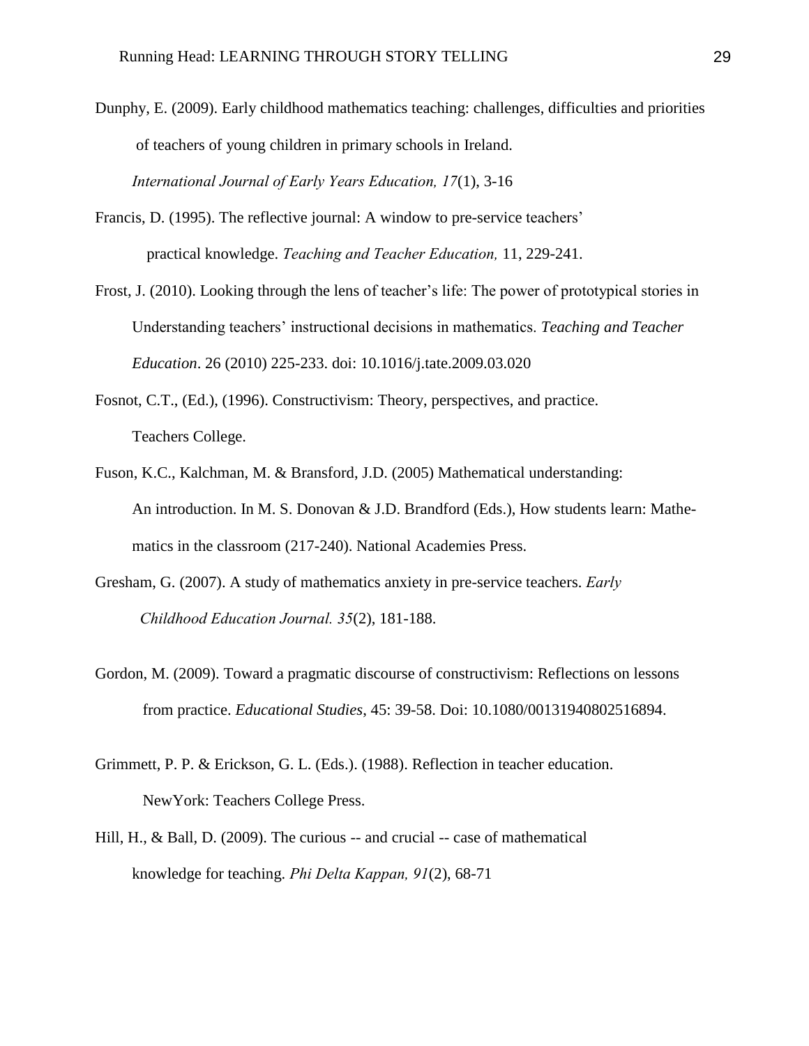Dunphy, E. (2009). Early childhood mathematics teaching: challenges, difficulties and priorities of teachers of young children in primary schools in Ireland. *International Journal of Early Years Education, 17*(1), 3-16

Francis, D. (1995). The reflective journal: A window to pre-service teachers' practical knowledge. *Teaching and Teacher Education,* 11, 229-241.

Frost, J. (2010). Looking through the lens of teacher's life: The power of prototypical stories in Understanding teachers' instructional decisions in mathematics. *Teaching and Teacher Education*. 26 (2010) 225-233. doi: 10.1016/j.tate.2009.03.020

Fosnot, C.T., (Ed.), (1996). Constructivism: Theory, perspectives, and practice. Teachers College.

Fuson, K.C., Kalchman, M. & Bransford, J.D. (2005) Mathematical understanding: An introduction. In M. S. Donovan & J.D. Brandford (Eds.), How students learn: Mathematics in the classroom (217-240). National Academies Press.

Gresham, G. (2007). A study of mathematics anxiety in pre-service teachers. *Early Childhood Education Journal. 35*(2), 181-188.

Gordon, M. (2009). Toward a pragmatic discourse of constructivism: Reflections on lessons from practice. *Educational Studies*, 45: 39-58. Doi: 10.1080/00131940802516894.

Grimmett, P. P. & Erickson, G. L. (Eds.). (1988). Reflection in teacher education. NewYork: Teachers College Press.

Hill, H., & Ball, D. (2009). The curious -- and crucial -- case of mathematical knowledge for teaching. *Phi Delta Kappan, 91*(2), 68-71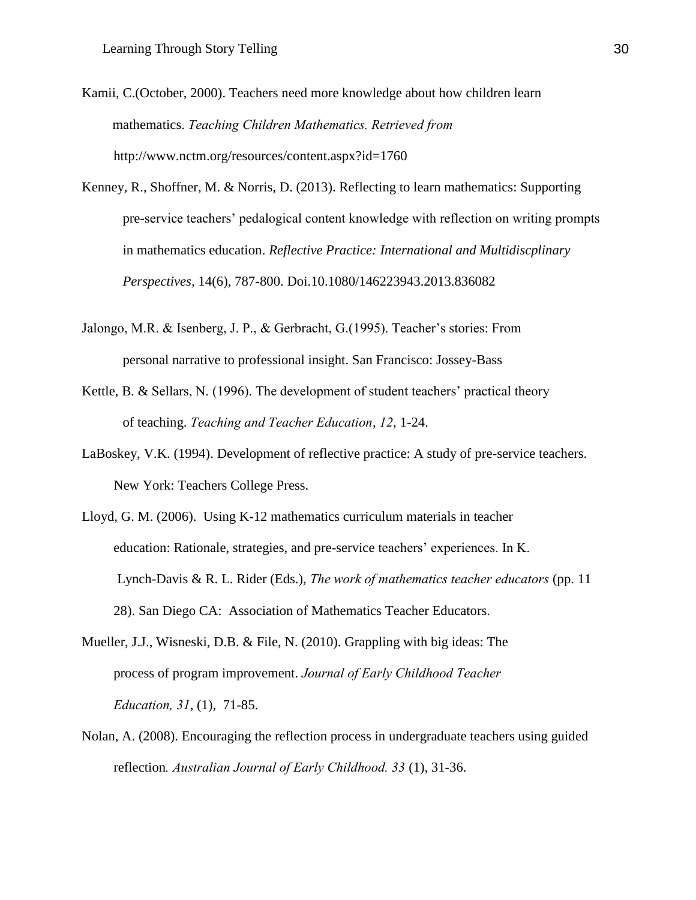Kamii, C.(October, 2000). Teachers need more knowledge about how children learn mathematics. *Teaching Children Mathematics. Retrieved from* http://www.nctm.org/resources/content.aspx?id=1760

Kenney, R., Shoffner, M. & Norris, D. (2013). Reflecting to learn mathematics: Supporting pre-service teachers' pedalogical content knowledge with reflection on writing prompts in mathematics education. *Reflective Practice: International and Multidiscplinary Perspectives*, 14(6), 787-800. Doi.10.1080/146223943.2013.836082

Jalongo, M.R. & Isenberg, J. P., & Gerbracht, G.(1995). Teacher's stories: From personal narrative to professional insight. San Francisco: Jossey-Bass

Kettle, B. & Sellars, N. (1996). The development of student teachers' practical theory of teaching. *Teaching and Teacher Education*, *12*, 1-24.

LaBoskey, V.K. (1994). Development of reflective practice: A study of pre-service teachers. New York: Teachers College Press.

Lloyd, G. M. (2006). Using K-12 mathematics curriculum materials in teacher education: Rationale, strategies, and pre-service teachers' experiences. In K. Lynch-Davis & R. L. Rider (Eds.), *The work of mathematics teacher educators* (pp. 11 28). San Diego CA: Association of Mathematics Teacher Educators.

Mueller, J.J., Wisneski, D.B. & File, N. (2010). Grappling with big ideas: The process of program improvement. *Journal of Early Childhood Teacher Education, 31*, (1), 71-85.

Nolan, A. (2008). Encouraging the reflection process in undergraduate teachers using guided reflection*. Australian Journal of Early Childhood. 33* (1), 31-36.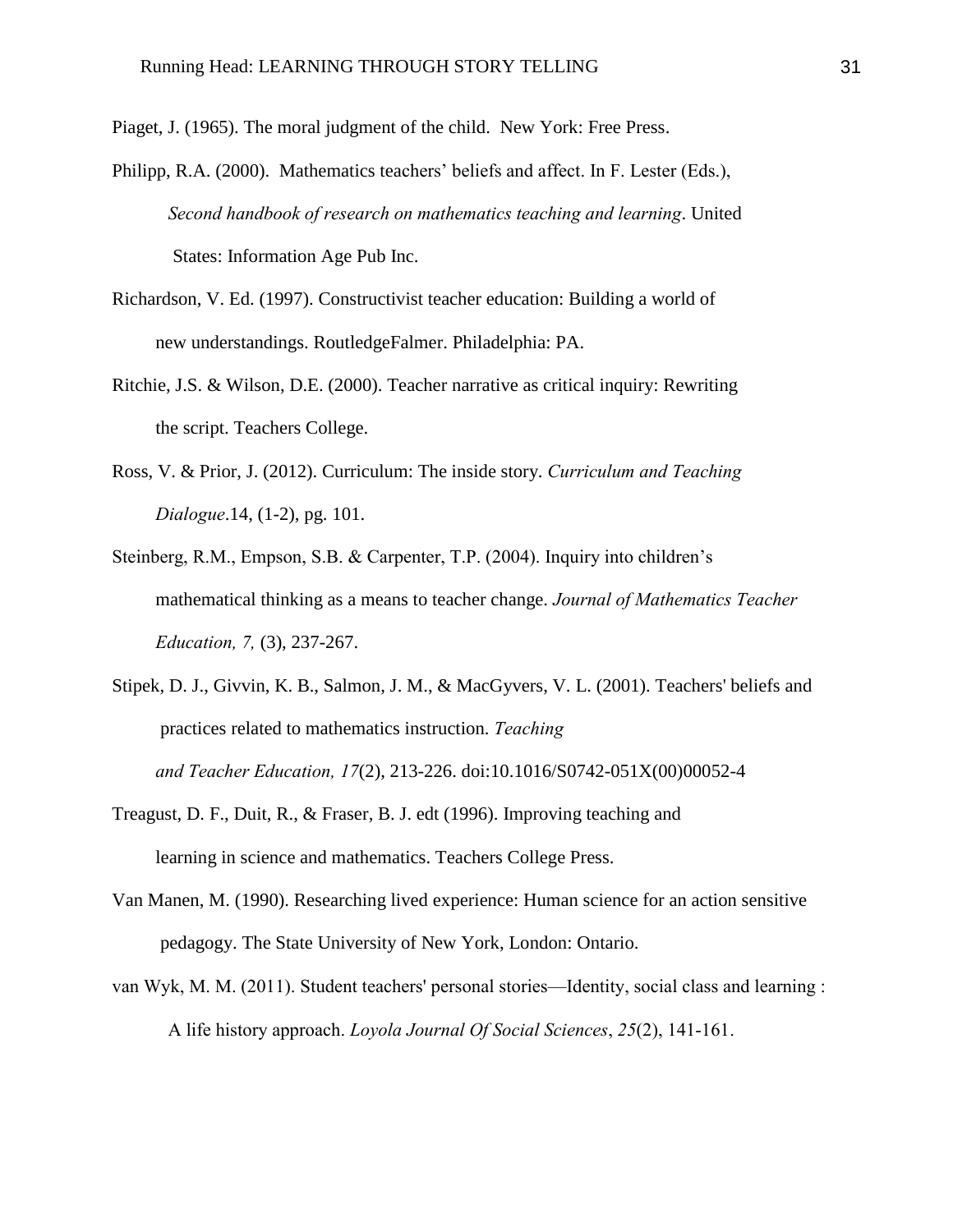Piaget, J. (1965). The moral judgment of the child. New York: Free Press.

Philipp, R.A. (2000). Mathematics teachers' beliefs and affect. In F. Lester (Eds.), *Second handbook of research on mathematics teaching and learning*. United States: Information Age Pub Inc.

Richardson, V. Ed. (1997). Constructivist teacher education: Building a world of new understandings. RoutledgeFalmer. Philadelphia: PA.

Ritchie, J.S. & Wilson, D.E. (2000). Teacher narrative as critical inquiry: Rewriting the script. Teachers College.

Ross, V. & Prior, J. (2012). Curriculum: The inside story. *Curriculum and Teaching Dialogue*.14, (1-2), pg. 101.

Steinberg, R.M., Empson, S.B. & Carpenter, T.P. (2004). Inquiry into children's mathematical thinking as a means to teacher change. *Journal of Mathematics Teacher Education, 7,* (3), 237-267.

Stipek, D. J., Givvin, K. B., Salmon, J. M., & MacGyvers, V. L. (2001). Teachers' beliefs and practices related to mathematics instruction. *Teaching and Teacher Education, 17*(2), 213-226. doi:10.1016/S0742-051X(00)00052-4

Treagust, D. F., Duit, R., & Fraser, B. J. edt (1996). Improving teaching and learning in science and mathematics. Teachers College Press.

Van Manen, M. (1990). Researching lived experience: Human science for an action sensitive pedagogy. The State University of New York, London: Ontario.

van Wyk, M. M. (2011). Student teachers' personal stories—Identity, social class and learning : A life history approach. *Loyola Journal Of Social Sciences*, *25*(2), 141-161.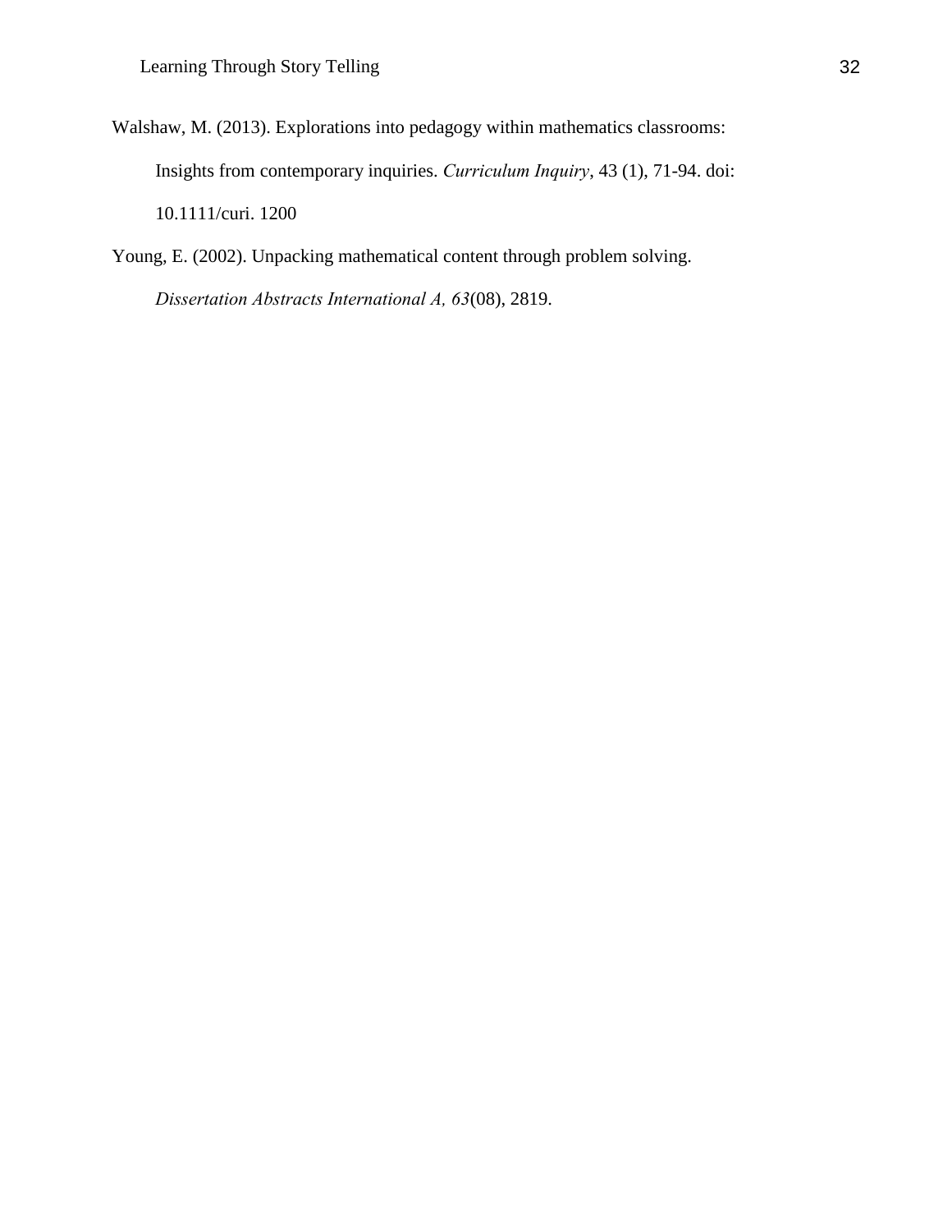Walshaw, M. (2013). Explorations into pedagogy within mathematics classrooms: Insights from contemporary inquiries. *Curriculum Inquiry*, 43 (1), 71-94. doi: 10.1111/curi. 1200

Young, E. (2002). Unpacking mathematical content through problem solving. *Dissertation Abstracts International A, 63*(08), 2819.